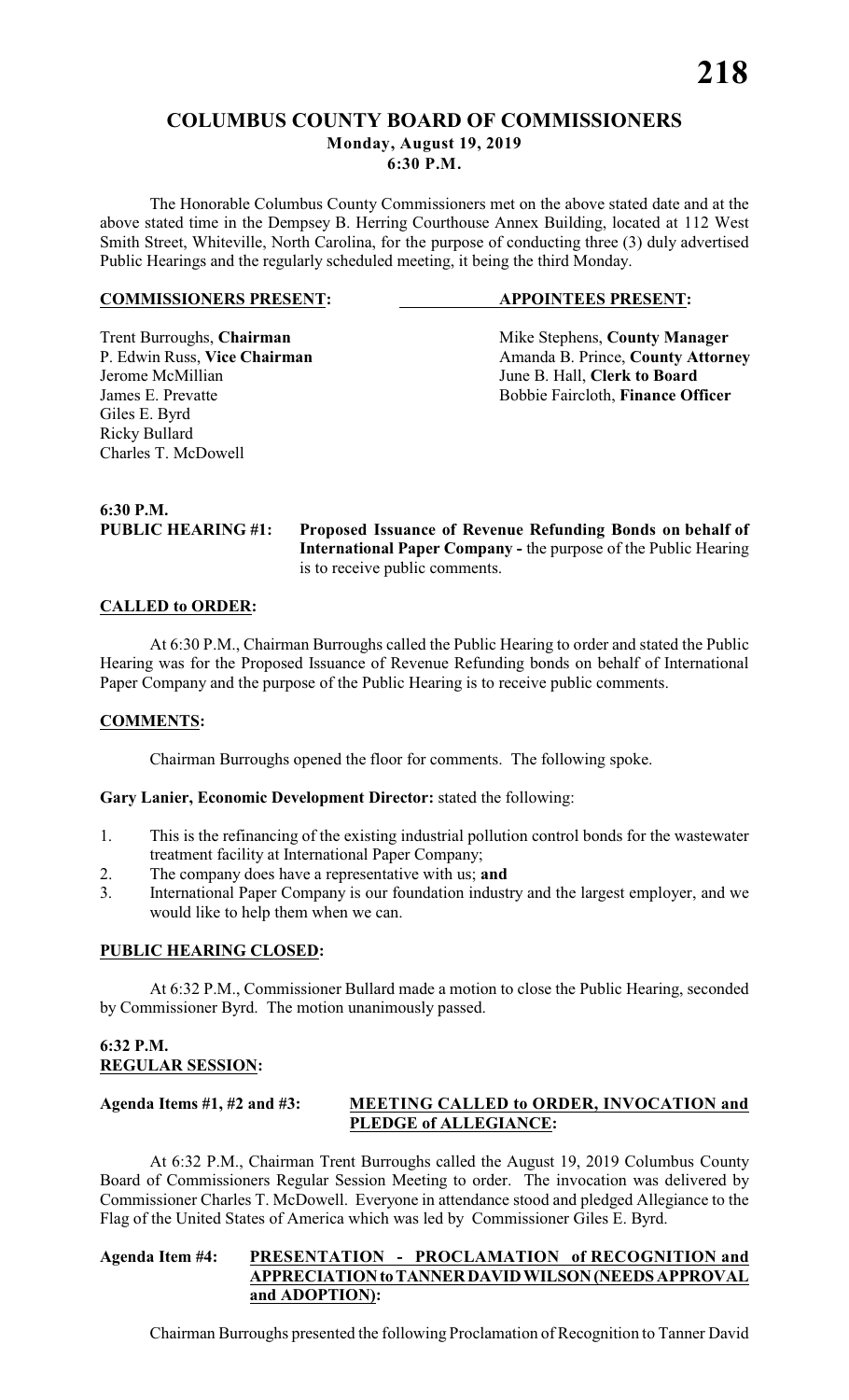# COLUMBUS COUNTY BOARD OF COMMISSIONERS
**Monday, August 19, 2019**
**6:30 P.M.**

The Honorable Columbus County Commissioners met on the above stated date and at the above stated time in the Dempsey B. Herring Courthouse Annex Building, located at 112 West Smith Street, Whiteville, North Carolina, for the purpose of conducting three (3) duly advertised Public Hearings and the regularly scheduled meeting, it being the third Monday.

| **COMMISSIONERS PRESENT:** | **APPOINTEES PRESENT:** |
|---|---|
| Trent Burroughs, **Chairman** | Mike Stephens, **County Manager** |
| P. Edwin Russ, **Vice Chairman** | Amanda B. Prince, **County Attorney** |
| Jerome McMillian | June B. Hall, **Clerk to Board** |
| James E. Prevatte | Bobbie Faircloth, **Finance Officer** |
| Giles E. Byrd | |
| Ricky Bullard | |
| Charles T. McDowell | |

**6:30 P.M.**

**PUBLIC HEARING #1:** **Proposed Issuance of Revenue Refunding Bonds on behalf of International Paper Company -** the purpose of the Public Hearing is to receive public comments.

**CALLED to ORDER:**

At 6:30 P.M., Chairman Burroughs called the Public Hearing to order and stated the Public Hearing was for the Proposed Issuance of Revenue Refunding bonds on behalf of International Paper Company and the purpose of the Public Hearing is to receive public comments.

**COMMENTS:**

Chairman Burroughs opened the floor for comments. The following spoke.

**Gary Lanier, Economic Development Director:** stated the following:

1. This is the refinancing of the existing industrial pollution control bonds for the wastewater treatment facility at International Paper Company;
2. The company does have a representative with us; **and**
3. International Paper Company is our foundation industry and the largest employer, and we would like to help them when we can.

**PUBLIC HEARING CLOSED:**

At 6:32 P.M., Commissioner Bullard made a motion to close the Public Hearing, seconded by Commissioner Byrd. The motion unanimously passed.

**6:32 P.M.**
**REGULAR SESSION:**

**Agenda Items #1, #2 and #3:** **MEETING CALLED to ORDER, INVOCATION and PLEDGE of ALLEGIANCE:**

At 6:32 P.M., Chairman Trent Burroughs called the August 19, 2019 Columbus County Board of Commissioners Regular Session Meeting to order. The invocation was delivered by Commissioner Charles T. McDowell. Everyone in attendance stood and pledged Allegiance to the Flag of the United States of America which was led by Commissioner Giles E. Byrd.

**Agenda Item #4:** **PRESENTATION - PROCLAMATION of RECOGNITION and APPRECIATION to TANNER DAVID WILSON (NEEDS APPROVAL and ADOPTION):**

Chairman Burroughs presented the following Proclamation of Recognition to Tanner David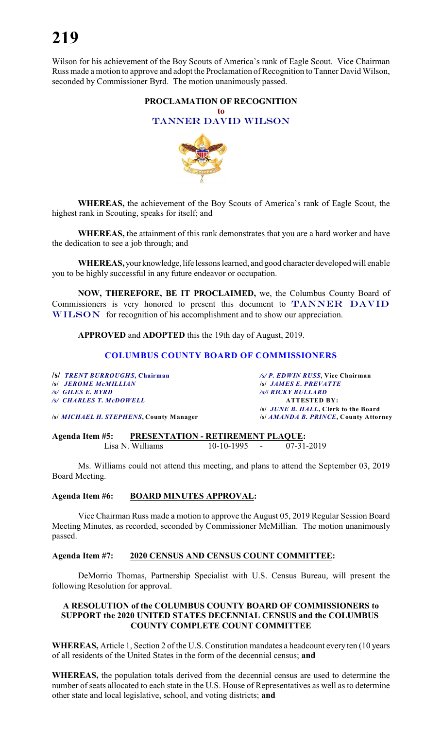Wilson for his achievement of the Boy Scouts of America's rank of Eagle Scout. Vice Chairman Russ made a motion to approve and adopt the Proclamation of Recognition to Tanner David Wilson, seconded by Commissioner Byrd. The motion unanimously passed.

**PROCLAMATION OF RECOGNITION**
**to**
**TANNER DAVID WILSON**

**WHEREAS,** the achievement of the Boy Scouts of America's rank of Eagle Scout, the highest rank in Scouting, speaks for itself; and

**WHEREAS,** the attainment of this rank demonstrates that you are a hard worker and have the dedication to see a job through; and

**WHEREAS,** your knowledge, life lessons learned, and good character developed will enable you to be highly successful in any future endeavor or occupation.

**NOW, THEREFORE, BE IT PROCLAIMED,** we, the Columbus County Board of Commissioners is very honored to present this document to **TANNER DAVID WILSON** for recognition of his accomplishment and to show our appreciation.

**APPROVED** and **ADOPTED** this the 19th day of August, 2019.

**COLUMBUS COUNTY BOARD OF COMMISSIONERS**

/s/ *TRENT BURROUGHS*, **Chairman**
/s/ *JEROME McMILLIAN*
/s/ *GILES E. BYRD*
/s/ *CHARLES T. McDOWELL*

/s/ *P. EDWIN RUSS*, **Vice Chairman**
/s/ *JAMES E. PREVATTE*
/s/ *RICKY BULLARD*

**ATTESTED BY:**
/s/ *JUNE B. HALL*, **Clerk to the Board**

/s/ *MICHAEL H. STEPHENS*, **County Manager**
/s/ *AMANDA B. PRINCE*, **County Attorney**

**Agenda Item #5: PRESENTATION - RETIREMENT PLAQUE:**
Lisa N. Williams 10-10-1995 - 07-31-2019

Ms. Williams could not attend this meeting, and plans to attend the September 03, 2019 Board Meeting.

**Agenda Item #6: BOARD MINUTES APPROVAL:**

Vice Chairman Russ made a motion to approve the August 05, 2019 Regular Session Board Meeting Minutes, as recorded, seconded by Commissioner McMillian. The motion unanimously passed.

**Agenda Item #7: 2020 CENSUS AND CENSUS COUNT COMMITTEE:**

DeMorrio Thomas, Partnership Specialist with U.S. Census Bureau, will present the following Resolution for approval.

**A RESOLUTION of the COLUMBUS COUNTY BOARD OF COMMISSIONERS to SUPPORT the 2020 UNITED STATES DECENNIAL CENSUS and the COLUMBUS COUNTY COMPLETE COUNT COMMITTEE**

**WHEREAS,** Article 1, Section 2 of the U.S. Constitution mandates a headcount every ten (10 years of all residents of the United States in the form of the decennial census; **and**

**WHEREAS,** the population totals derived from the decennial census are used to determine the number of seats allocated to each state in the U.S. House of Representatives as well as to determine other state and local legislative, school, and voting districts; **and**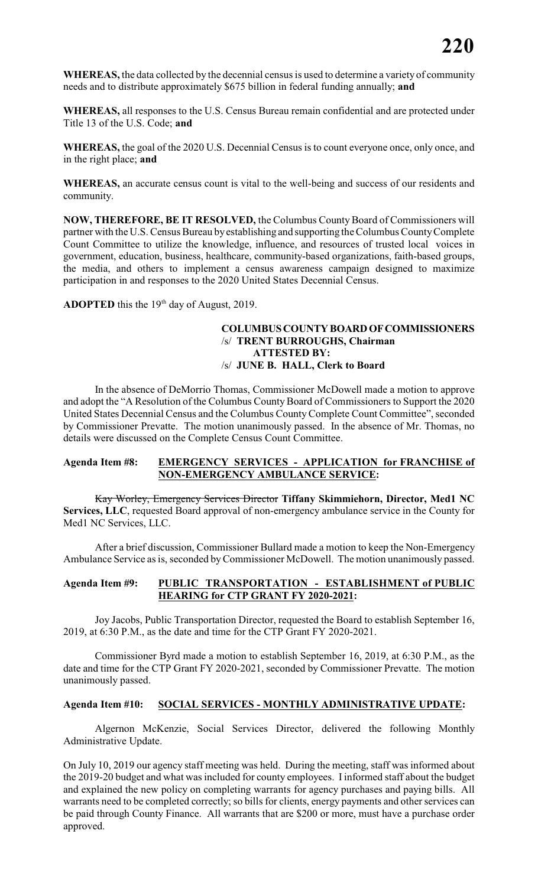**WHEREAS,** the data collected by the decennial census is used to determine a variety of community needs and to distribute approximately $675 billion in federal funding annually; **and**

**WHEREAS,** all responses to the U.S. Census Bureau remain confidential and are protected under Title 13 of the U.S. Code; **and**

**WHEREAS,** the goal of the 2020 U.S. Decennial Census is to count everyone once, only once, and in the right place; **and**

**WHEREAS,** an accurate census count is vital to the well-being and success of our residents and community.

**NOW, THEREFORE, BE IT RESOLVED,** the Columbus County Board of Commissioners will partner with the U.S. Census Bureau by establishing and supporting the Columbus County Complete Count Committee to utilize the knowledge, influence, and resources of trusted local voices in government, education, business, healthcare, community-based organizations, faith-based groups, the media, and others to implement a census awareness campaign designed to maximize participation in and responses to the 2020 United States Decennial Census.

**ADOPTED** this the 19th day of August, 2019.

**COLUMBUS COUNTY BOARD OF COMMISSIONERS**
/s/ **TRENT BURROUGHS, Chairman**
**ATTESTED BY:**
/s/ **JUNE B. HALL, Clerk to Board**

In the absence of DeMorrio Thomas, Commissioner McDowell made a motion to approve and adopt the "A Resolution of the Columbus County Board of Commissioners to Support the 2020 United States Decennial Census and the Columbus County Complete Count Committee", seconded by Commissioner Prevatte. The motion unanimously passed. In the absence of Mr. Thomas, no details were discussed on the Complete Census Count Committee.

**Agenda Item #8: EMERGENCY SERVICES - APPLICATION for FRANCHISE of NON-EMERGENCY AMBULANCE SERVICE:**

~~Kay Worley, Emergency Services Director~~ **Tiffany Skimmiehorn, Director, Med1 NC Services, LLC**, requested Board approval of non-emergency ambulance service in the County for Med1 NC Services, LLC.

After a brief discussion, Commissioner Bullard made a motion to keep the Non-Emergency Ambulance Service as is, seconded by Commissioner McDowell. The motion unanimously passed.

**Agenda Item #9: PUBLIC TRANSPORTATION - ESTABLISHMENT of PUBLIC HEARING for CTP GRANT FY 2020-2021:**

Joy Jacobs, Public Transportation Director, requested the Board to establish September 16, 2019, at 6:30 P.M., as the date and time for the CTP Grant FY 2020-2021.

Commissioner Byrd made a motion to establish September 16, 2019, at 6:30 P.M., as the date and time for the CTP Grant FY 2020-2021, seconded by Commissioner Prevatte. The motion unanimously passed.

**Agenda Item #10: SOCIAL SERVICES - MONTHLY ADMINISTRATIVE UPDATE:**

Algernon McKenzie, Social Services Director, delivered the following Monthly Administrative Update.

On July 10, 2019 our agency staff meeting was held. During the meeting, staff was informed about the 2019-20 budget and what was included for county employees. I informed staff about the budget and explained the new policy on completing warrants for agency purchases and paying bills. All warrants need to be completed correctly; so bills for clients, energy payments and other services can be paid through County Finance. All warrants that are $200 or more, must have a purchase order approved.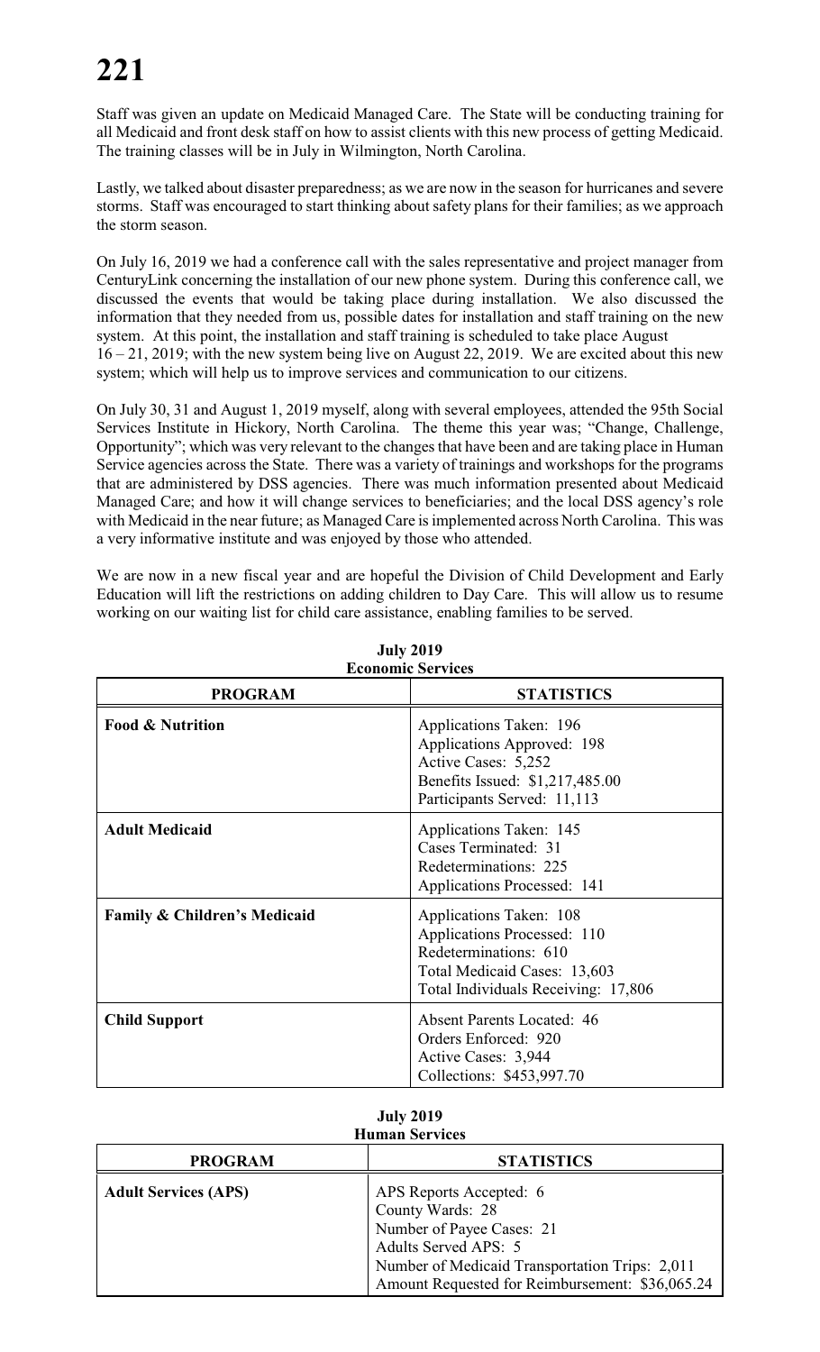Staff was given an update on Medicaid Managed Care. The State will be conducting training for all Medicaid and front desk staff on how to assist clients with this new process of getting Medicaid. The training classes will be in July in Wilmington, North Carolina.

Lastly, we talked about disaster preparedness; as we are now in the season for hurricanes and severe storms. Staff was encouraged to start thinking about safety plans for their families; as we approach the storm season.

On July 16, 2019 we had a conference call with the sales representative and project manager from CenturyLink concerning the installation of our new phone system. During this conference call, we discussed the events that would be taking place during installation. We also discussed the information that they needed from us, possible dates for installation and staff training on the new system. At this point, the installation and staff training is scheduled to take place August 16 – 21, 2019; with the new system being live on August 22, 2019. We are excited about this new system; which will help us to improve services and communication to our citizens.

On July 30, 31 and August 1, 2019 myself, along with several employees, attended the 95th Social Services Institute in Hickory, North Carolina. The theme this year was; "Change, Challenge, Opportunity"; which was very relevant to the changes that have been and are taking place in Human Service agencies across the State. There was a variety of trainings and workshops for the programs that are administered by DSS agencies. There was much information presented about Medicaid Managed Care; and how it will change services to beneficiaries; and the local DSS agency's role with Medicaid in the near future; as Managed Care is implemented across North Carolina. This was a very informative institute and was enjoyed by those who attended.

We are now in a new fiscal year and are hopeful the Division of Child Development and Early Education will lift the restrictions on adding children to Day Care. This will allow us to resume working on our waiting list for child care assistance, enabling families to be served.

**July 2019**
**Economic Services**

| PROGRAM | STATISTICS |
|---|---|
| **Food & Nutrition** | Applications Taken: 196<br>Applications Approved: 198<br>Active Cases: 5,252<br>Benefits Issued: $1,217,485.00<br>Participants Served: 11,113 |
| **Adult Medicaid** | Applications Taken: 145<br>Cases Terminated: 31<br>Redeterminations: 225<br>Applications Processed: 141 |
| **Family & Children's Medicaid** | Applications Taken: 108<br>Applications Processed: 110<br>Redeterminations: 610<br>Total Medicaid Cases: 13,603<br>Total Individuals Receiving: 17,806 |
| **Child Support** | Absent Parents Located: 46<br>Orders Enforced: 920<br>Active Cases: 3,944<br>Collections: $453,997.70 |

**July 2019**
**Human Services**

| PROGRAM | STATISTICS |
|---|---|
| **Adult Services (APS)** | APS Reports Accepted: 6<br>County Wards: 28<br>Number of Payee Cases: 21<br>Adults Served APS: 5<br>Number of Medicaid Transportation Trips: 2,011<br>Amount Requested for Reimbursement: $36,065.24 |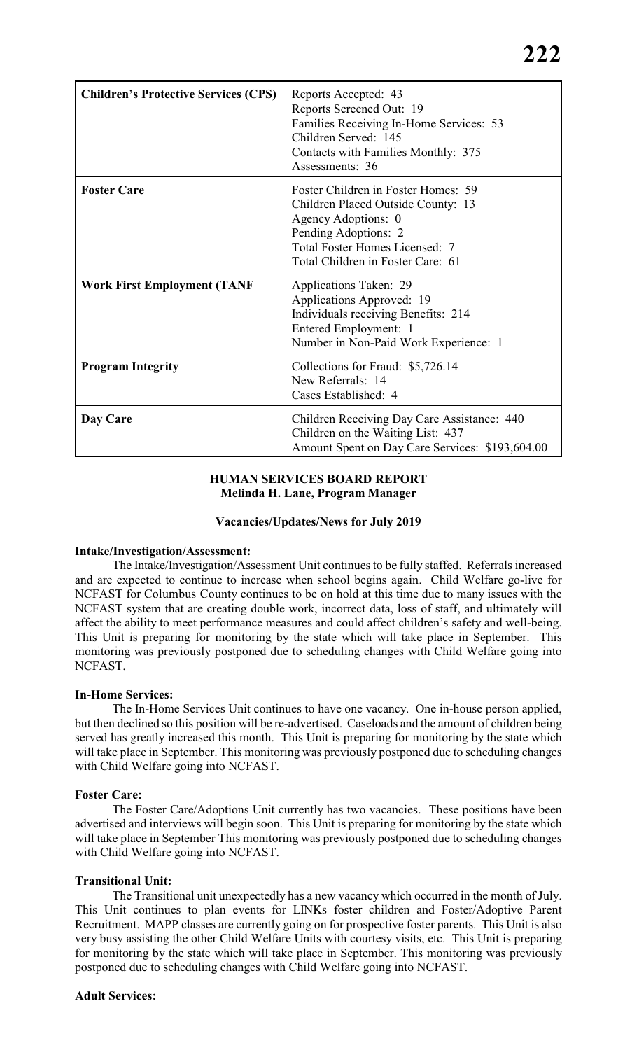| Children's Protective Services (CPS) | Reports Accepted: 43<br>Reports Screened Out: 19<br>Families Receiving In-Home Services: 53<br>Children Served: 145<br>Contacts with Families Monthly: 375<br>Assessments: 36 |
|---|---|
| **Foster Care** | Foster Children in Foster Homes: 59<br>Children Placed Outside County: 13<br>Agency Adoptions: 0<br>Pending Adoptions: 2<br>Total Foster Homes Licensed: 7<br>Total Children in Foster Care: 61 |
| **Work First Employment (TANF** | Applications Taken: 29<br>Applications Approved: 19<br>Individuals receiving Benefits: 214<br>Entered Employment: 1<br>Number in Non-Paid Work Experience: 1 |
| **Program Integrity** | Collections for Fraud: $5,726.14<br>New Referrals: 14<br>Cases Established: 4 |
| **Day Care** | Children Receiving Day Care Assistance: 440<br>Children on the Waiting List: 437<br>Amount Spent on Day Care Services: $193,604.00 |

**HUMAN SERVICES BOARD REPORT**
**Melinda H. Lane, Program Manager**

**Vacancies/Updates/News for July 2019**

**Intake/Investigation/Assessment:**

The Intake/Investigation/Assessment Unit continues to be fully staffed. Referrals increased and are expected to continue to increase when school begins again. Child Welfare go-live for NCFAST for Columbus County continues to be on hold at this time due to many issues with the NCFAST system that are creating double work, incorrect data, loss of staff, and ultimately will affect the ability to meet performance measures and could affect children's safety and well-being. This Unit is preparing for monitoring by the state which will take place in September. This monitoring was previously postponed due to scheduling changes with Child Welfare going into NCFAST.

**In-Home Services:**

The In-Home Services Unit continues to have one vacancy. One in-house person applied, but then declined so this position will be re-advertised. Caseloads and the amount of children being served has greatly increased this month. This Unit is preparing for monitoring by the state which will take place in September. This monitoring was previously postponed due to scheduling changes with Child Welfare going into NCFAST.

**Foster Care:**

The Foster Care/Adoptions Unit currently has two vacancies. These positions have been advertised and interviews will begin soon. This Unit is preparing for monitoring by the state which will take place in September This monitoring was previously postponed due to scheduling changes with Child Welfare going into NCFAST.

**Transitional Unit:**

The Transitional unit unexpectedly has a new vacancy which occurred in the month of July. This Unit continues to plan events for LINKs foster children and Foster/Adoptive Parent Recruitment. MAPP classes are currently going on for prospective foster parents. This Unit is also very busy assisting the other Child Welfare Units with courtesy visits, etc. This Unit is preparing for monitoring by the state which will take place in September. This monitoring was previously postponed due to scheduling changes with Child Welfare going into NCFAST.

**Adult Services:**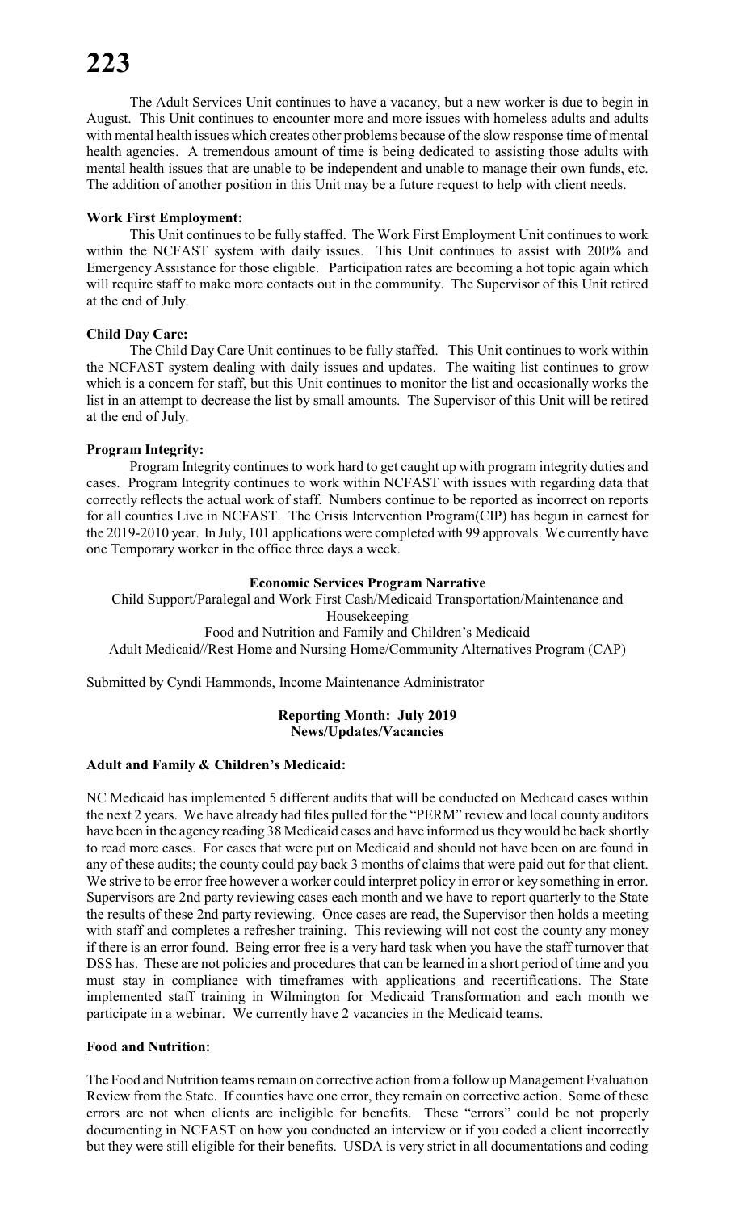The Adult Services Unit continues to have a vacancy, but a new worker is due to begin in August. This Unit continues to encounter more and more issues with homeless adults and adults with mental health issues which creates other problems because of the slow response time of mental health agencies. A tremendous amount of time is being dedicated to assisting those adults with mental health issues that are unable to be independent and unable to manage their own funds, etc. The addition of another position in this Unit may be a future request to help with client needs.

**Work First Employment:**

This Unit continues to be fully staffed. The Work First Employment Unit continues to work within the NCFAST system with daily issues. This Unit continues to assist with 200% and Emergency Assistance for those eligible. Participation rates are becoming a hot topic again which will require staff to make more contacts out in the community. The Supervisor of this Unit retired at the end of July.

**Child Day Care:**

The Child Day Care Unit continues to be fully staffed. This Unit continues to work within the NCFAST system dealing with daily issues and updates. The waiting list continues to grow which is a concern for staff, but this Unit continues to monitor the list and occasionally works the list in an attempt to decrease the list by small amounts. The Supervisor of this Unit will be retired at the end of July.

**Program Integrity:**

Program Integrity continues to work hard to get caught up with program integrity duties and cases. Program Integrity continues to work within NCFAST with issues with regarding data that correctly reflects the actual work of staff. Numbers continue to be reported as incorrect on reports for all counties Live in NCFAST. The Crisis Intervention Program(CIP) has begun in earnest for the 2019-2010 year. In July, 101 applications were completed with 99 approvals. We currently have one Temporary worker in the office three days a week.

**Economic Services Program Narrative**

Child Support/Paralegal and Work First Cash/Medicaid Transportation/Maintenance and Housekeeping
Food and Nutrition and Family and Children's Medicaid
Adult Medicaid//Rest Home and Nursing Home/Community Alternatives Program (CAP)

Submitted by Cyndi Hammonds, Income Maintenance Administrator

**Reporting Month: July 2019**
**News/Updates/Vacancies**

**Adult and Family & Children's Medicaid:**

NC Medicaid has implemented 5 different audits that will be conducted on Medicaid cases within the next 2 years. We have already had files pulled for the "PERM" review and local county auditors have been in the agency reading 38 Medicaid cases and have informed us they would be back shortly to read more cases. For cases that were put on Medicaid and should not have been on are found in any of these audits; the county could pay back 3 months of claims that were paid out for that client. We strive to be error free however a worker could interpret policy in error or key something in error. Supervisors are 2nd party reviewing cases each month and we have to report quarterly to the State the results of these 2nd party reviewing. Once cases are read, the Supervisor then holds a meeting with staff and completes a refresher training. This reviewing will not cost the county any money if there is an error found. Being error free is a very hard task when you have the staff turnover that DSS has. These are not policies and procedures that can be learned in a short period of time and you must stay in compliance with timeframes with applications and recertifications. The State implemented staff training in Wilmington for Medicaid Transformation and each month we participate in a webinar. We currently have 2 vacancies in the Medicaid teams.

**Food and Nutrition:**

The Food and Nutrition teams remain on corrective action from a follow up Management Evaluation Review from the State. If counties have one error, they remain on corrective action. Some of these errors are not when clients are ineligible for benefits. These "errors" could be not properly documenting in NCFAST on how you conducted an interview or if you coded a client incorrectly but they were still eligible for their benefits. USDA is very strict in all documentations and coding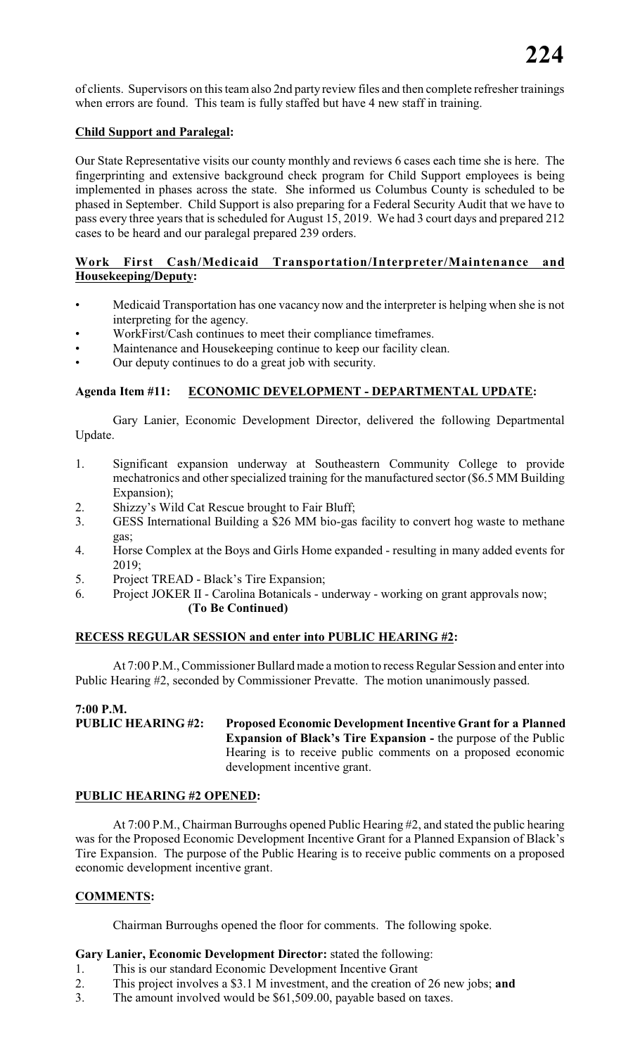of clients. Supervisors on this team also 2nd party review files and then complete refresher trainings when errors are found. This team is fully staffed but have 4 new staff in training.

**Child Support and Paralegal:**

Our State Representative visits our county monthly and reviews 6 cases each time she is here. The fingerprinting and extensive background check program for Child Support employees is being implemented in phases across the state. She informed us Columbus County is scheduled to be phased in September. Child Support is also preparing for a Federal Security Audit that we have to pass every three years that is scheduled for August 15, 2019. We had 3 court days and prepared 212 cases to be heard and our paralegal prepared 239 orders.

**Work First Cash/Medicaid Transportation/Interpreter/Maintenance and Housekeeping/Deputy:**

- Medicaid Transportation has one vacancy now and the interpreter is helping when she is not interpreting for the agency.
- WorkFirst/Cash continues to meet their compliance timeframes.
- Maintenance and Housekeeping continue to keep our facility clean.
- Our deputy continues to do a great job with security.

**Agenda Item #11: ECONOMIC DEVELOPMENT - DEPARTMENTAL UPDATE:**

Gary Lanier, Economic Development Director, delivered the following Departmental Update.

1. Significant expansion underway at Southeastern Community College to provide mechatronics and other specialized training for the manufactured sector ($6.5 MM Building Expansion);
2. Shizzy's Wild Cat Rescue brought to Fair Bluff;
3. GESS International Building a $26 MM bio-gas facility to convert hog waste to methane gas;
4. Horse Complex at the Boys and Girls Home expanded - resulting in many added events for 2019;
5. Project TREAD - Black's Tire Expansion;
6. Project JOKER II - Carolina Botanicals - underway - working on grant approvals now;

**(To Be Continued)**

**RECESS REGULAR SESSION and enter into PUBLIC HEARING #2:**

At 7:00 P.M., Commissioner Bullard made a motion to recess Regular Session and enter into Public Hearing #2, seconded by Commissioner Prevatte. The motion unanimously passed.

**7:00 P.M.**
**PUBLIC HEARING #2: Proposed Economic Development Incentive Grant for a Planned Expansion of Black's Tire Expansion -** the purpose of the Public Hearing is to receive public comments on a proposed economic development incentive grant.

**PUBLIC HEARING #2 OPENED:**

At 7:00 P.M., Chairman Burroughs opened Public Hearing #2, and stated the public hearing was for the Proposed Economic Development Incentive Grant for a Planned Expansion of Black's Tire Expansion. The purpose of the Public Hearing is to receive public comments on a proposed economic development incentive grant.

**COMMENTS:**

Chairman Burroughs opened the floor for comments. The following spoke.

**Gary Lanier, Economic Development Director:** stated the following:

1. This is our standard Economic Development Incentive Grant
2. This project involves a $3.1 M investment, and the creation of 26 new jobs; **and**
3. The amount involved would be $61,509.00, payable based on taxes.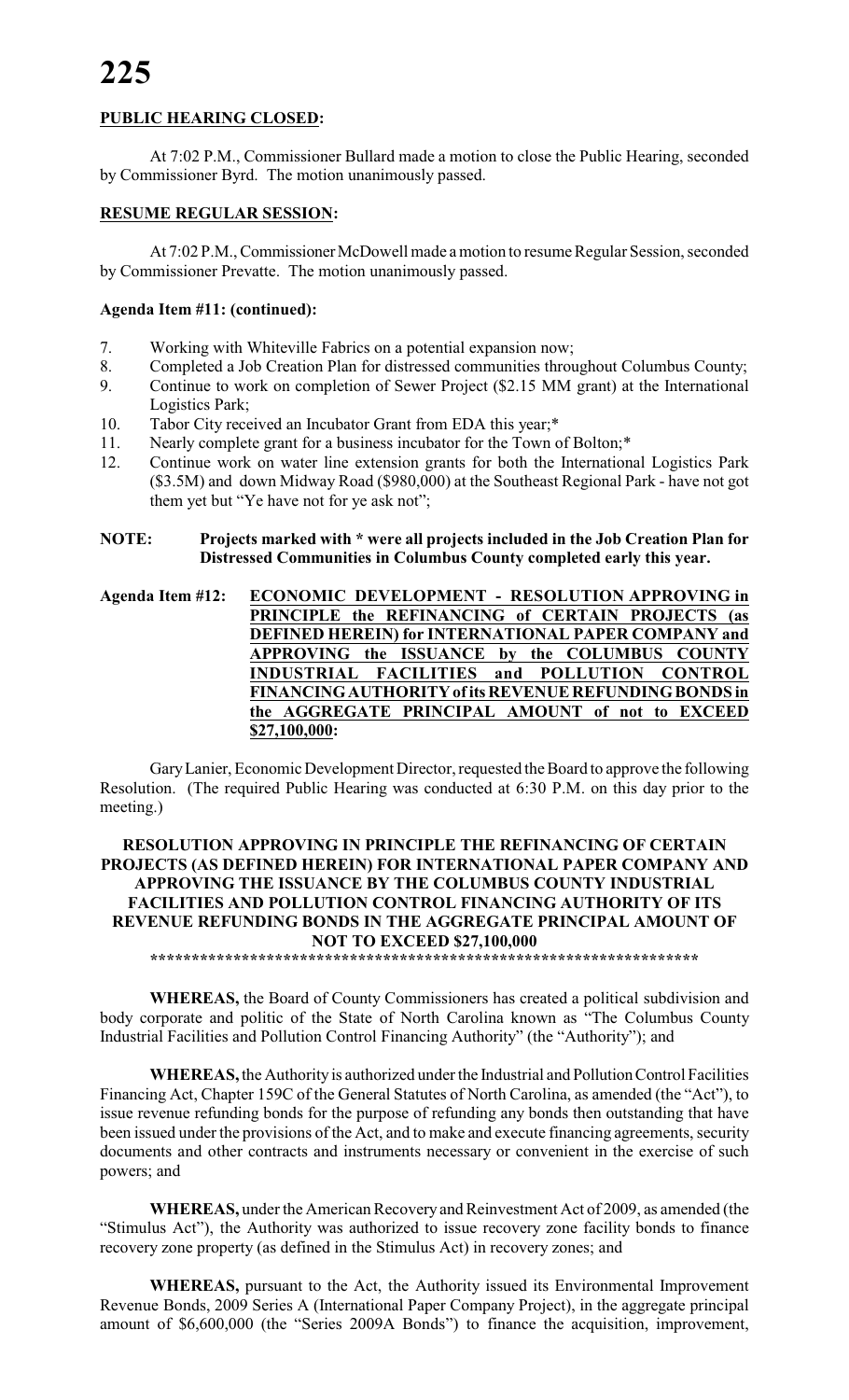**PUBLIC HEARING CLOSED:**

At 7:02 P.M., Commissioner Bullard made a motion to close the Public Hearing, seconded by Commissioner Byrd. The motion unanimously passed.

**RESUME REGULAR SESSION:**

At 7:02 P.M., Commissioner McDowell made a motion to resume Regular Session, seconded by Commissioner Prevatte. The motion unanimously passed.

**Agenda Item #11: (continued):**

7. Working with Whiteville Fabrics on a potential expansion now;
8. Completed a Job Creation Plan for distressed communities throughout Columbus County;
9. Continue to work on completion of Sewer Project ($2.15 MM grant) at the International Logistics Park;
10. Tabor City received an Incubator Grant from EDA this year;*
11. Nearly complete grant for a business incubator for the Town of Bolton;*
12. Continue work on water line extension grants for both the International Logistics Park ($3.5M) and down Midway Road ($980,000) at the Southeast Regional Park - have not got them yet but "Ye have not for ye ask not";

**NOTE: Projects marked with * were all projects included in the Job Creation Plan for Distressed Communities in Columbus County completed early this year.**

**Agenda Item #12: ECONOMIC DEVELOPMENT - RESOLUTION APPROVING in PRINCIPLE the REFINANCING of CERTAIN PROJECTS (as DEFINED HEREIN) for INTERNATIONAL PAPER COMPANY and APPROVING the ISSUANCE by the COLUMBUS COUNTY INDUSTRIAL FACILITIES and POLLUTION CONTROL FINANCING AUTHORITY of its REVENUE REFUNDING BONDS in the AGGREGATE PRINCIPAL AMOUNT of not to EXCEED $27,100,000:**

Gary Lanier, Economic Development Director, requested the Board to approve the following Resolution. (The required Public Hearing was conducted at 6:30 P.M. on this day prior to the meeting.)

**RESOLUTION APPROVING IN PRINCIPLE THE REFINANCING OF CERTAIN PROJECTS (AS DEFINED HEREIN) FOR INTERNATIONAL PAPER COMPANY AND APPROVING THE ISSUANCE BY THE COLUMBUS COUNTY INDUSTRIAL FACILITIES AND POLLUTION CONTROL FINANCING AUTHORITY OF ITS REVENUE REFUNDING BONDS IN THE AGGREGATE PRINCIPAL AMOUNT OF NOT TO EXCEED $27,100,000**

**\*\*\*\*\*\*\*\*\*\*\*\*\*\*\*\*\*\*\*\*\*\*\*\*\*\*\*\*\*\*\*\*\*\*\*\*\*\*\*\*\*\*\*\*\*\*\*\*\*\*\*\*\*\*\*\*\*\*\*\*\*\*\*\*\*\*\*\***

**WHEREAS,** the Board of County Commissioners has created a political subdivision and body corporate and politic of the State of North Carolina known as "The Columbus County Industrial Facilities and Pollution Control Financing Authority" (the "Authority"); and

**WHEREAS,** the Authority is authorized under the Industrial and Pollution Control Facilities Financing Act, Chapter 159C of the General Statutes of North Carolina, as amended (the "Act"), to issue revenue refunding bonds for the purpose of refunding any bonds then outstanding that have been issued under the provisions of the Act, and to make and execute financing agreements, security documents and other contracts and instruments necessary or convenient in the exercise of such powers; and

**WHEREAS,** under the American Recovery and Reinvestment Act of 2009, as amended (the "Stimulus Act"), the Authority was authorized to issue recovery zone facility bonds to finance recovery zone property (as defined in the Stimulus Act) in recovery zones; and

**WHEREAS,** pursuant to the Act, the Authority issued its Environmental Improvement Revenue Bonds, 2009 Series A (International Paper Company Project), in the aggregate principal amount of $6,600,000 (the "Series 2009A Bonds") to finance the acquisition, improvement,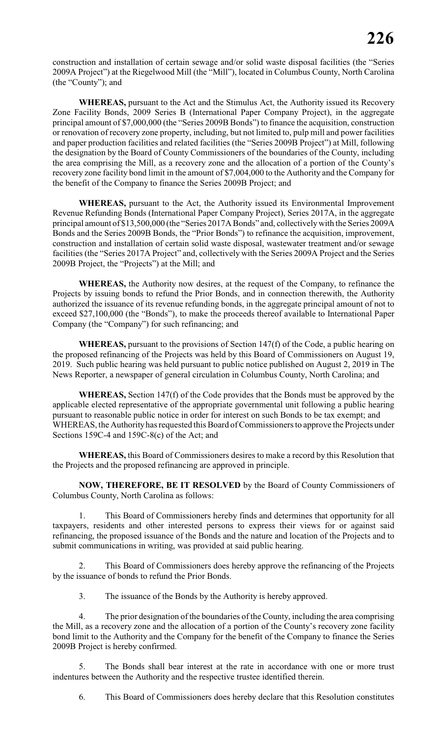construction and installation of certain sewage and/or solid waste disposal facilities (the "Series 2009A Project") at the Riegelwood Mill (the "Mill"), located in Columbus County, North Carolina (the "County"); and

**WHEREAS,** pursuant to the Act and the Stimulus Act, the Authority issued its Recovery Zone Facility Bonds, 2009 Series B (International Paper Company Project), in the aggregate principal amount of $7,000,000 (the "Series 2009B Bonds") to finance the acquisition, construction or renovation of recovery zone property, including, but not limited to, pulp mill and power facilities and paper production facilities and related facilities (the "Series 2009B Project") at Mill, following the designation by the Board of County Commissioners of the boundaries of the County, including the area comprising the Mill, as a recovery zone and the allocation of a portion of the County's recovery zone facility bond limit in the amount of $7,004,000 to the Authority and the Company for the benefit of the Company to finance the Series 2009B Project; and

**WHEREAS,** pursuant to the Act, the Authority issued its Environmental Improvement Revenue Refunding Bonds (International Paper Company Project), Series 2017A, in the aggregate principal amount of $13,500,000 (the "Series 2017A Bonds" and, collectively with the Series 2009A Bonds and the Series 2009B Bonds, the "Prior Bonds") to refinance the acquisition, improvement, construction and installation of certain solid waste disposal, wastewater treatment and/or sewage facilities (the "Series 2017A Project" and, collectively with the Series 2009A Project and the Series 2009B Project, the "Projects") at the Mill; and

**WHEREAS,** the Authority now desires, at the request of the Company, to refinance the Projects by issuing bonds to refund the Prior Bonds, and in connection therewith, the Authority authorized the issuance of its revenue refunding bonds, in the aggregate principal amount of not to exceed $27,100,000 (the "Bonds"), to make the proceeds thereof available to International Paper Company (the "Company") for such refinancing; and

**WHEREAS,** pursuant to the provisions of Section 147(f) of the Code, a public hearing on the proposed refinancing of the Projects was held by this Board of Commissioners on August 19, 2019. Such public hearing was held pursuant to public notice published on August 2, 2019 in The News Reporter, a newspaper of general circulation in Columbus County, North Carolina; and

**WHEREAS,** Section 147(f) of the Code provides that the Bonds must be approved by the applicable elected representative of the appropriate governmental unit following a public hearing pursuant to reasonable public notice in order for interest on such Bonds to be tax exempt; and WHEREAS, the Authority has requested this Board of Commissioners to approve the Projects under Sections 159C-4 and 159C-8(c) of the Act; and

**WHEREAS,** this Board of Commissioners desires to make a record by this Resolution that the Projects and the proposed refinancing are approved in principle.

**NOW, THEREFORE, BE IT RESOLVED** by the Board of County Commissioners of Columbus County, North Carolina as follows:

1. This Board of Commissioners hereby finds and determines that opportunity for all taxpayers, residents and other interested persons to express their views for or against said refinancing, the proposed issuance of the Bonds and the nature and location of the Projects and to submit communications in writing, was provided at said public hearing.

2. This Board of Commissioners does hereby approve the refinancing of the Projects by the issuance of bonds to refund the Prior Bonds.

3. The issuance of the Bonds by the Authority is hereby approved.

4. The prior designation of the boundaries of the County, including the area comprising the Mill, as a recovery zone and the allocation of a portion of the County's recovery zone facility bond limit to the Authority and the Company for the benefit of the Company to finance the Series 2009B Project is hereby confirmed.

5. The Bonds shall bear interest at the rate in accordance with one or more trust indentures between the Authority and the respective trustee identified therein.

6. This Board of Commissioners does hereby declare that this Resolution constitutes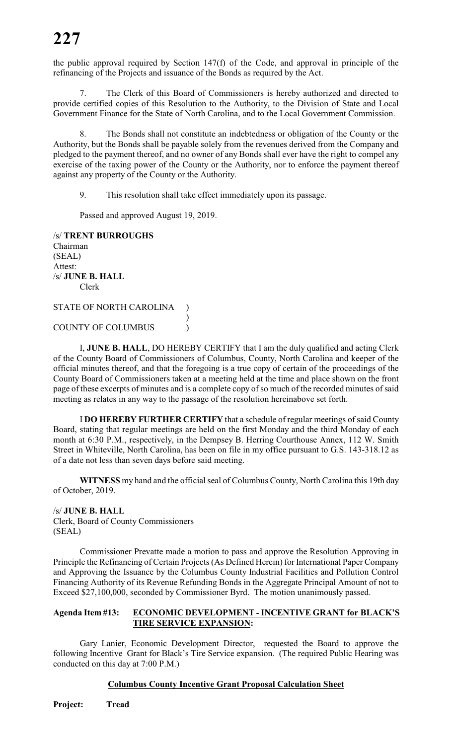the public approval required by Section 147(f) of the Code, and approval in principle of the refinancing of the Projects and issuance of the Bonds as required by the Act.

7. The Clerk of this Board of Commissioners is hereby authorized and directed to provide certified copies of this Resolution to the Authority, to the Division of State and Local Government Finance for the State of North Carolina, and to the Local Government Commission.

8. The Bonds shall not constitute an indebtedness or obligation of the County or the Authority, but the Bonds shall be payable solely from the revenues derived from the Company and pledged to the payment thereof, and no owner of any Bonds shall ever have the right to compel any exercise of the taxing power of the County or the Authority, nor to enforce the payment thereof against any property of the County or the Authority.

9. This resolution shall take effect immediately upon its passage.

Passed and approved August 19, 2019.

/s/ **TRENT BURROUGHS**
Chairman
(SEAL)
Attest:
/s/ **JUNE B. HALL**
Clerk

STATE OF NORTH CAROLINA )
)
COUNTY OF COLUMBUS )

I, **JUNE B. HALL**, DO HEREBY CERTIFY that I am the duly qualified and acting Clerk of the County Board of Commissioners of Columbus, County, North Carolina and keeper of the official minutes thereof, and that the foregoing is a true copy of certain of the proceedings of the County Board of Commissioners taken at a meeting held at the time and place shown on the front page of these excerpts of minutes and is a complete copy of so much of the recorded minutes of said meeting as relates in any way to the passage of the resolution hereinabove set forth.

I **DO HEREBY FURTHER CERTIFY** that a schedule of regular meetings of said County Board, stating that regular meetings are held on the first Monday and the third Monday of each month at 6:30 P.M., respectively, in the Dempsey B. Herring Courthouse Annex, 112 W. Smith Street in Whiteville, North Carolina, has been on file in my office pursuant to G.S. 143-318.12 as of a date not less than seven days before said meeting.

**WITNESS** my hand and the official seal of Columbus County, North Carolina this 19th day of October, 2019.

/s/ **JUNE B. HALL**
Clerk, Board of County Commissioners
(SEAL)

Commissioner Prevatte made a motion to pass and approve the Resolution Approving in Principle the Refinancing of Certain Projects (As Defined Herein) for International Paper Company and Approving the Issuance by the Columbus County Industrial Facilities and Pollution Control Financing Authority of its Revenue Refunding Bonds in the Aggregate Principal Amount of not to Exceed $27,100,000, seconded by Commissioner Byrd. The motion unanimously passed.

**Agenda Item #13: ECONOMIC DEVELOPMENT - INCENTIVE GRANT for BLACK'S TIRE SERVICE EXPANSION:**

Gary Lanier, Economic Development Director, requested the Board to approve the following Incentive Grant for Black's Tire Service expansion. (The required Public Hearing was conducted on this day at 7:00 P.M.)

**Columbus County Incentive Grant Proposal Calculation Sheet**

**Project: Tread**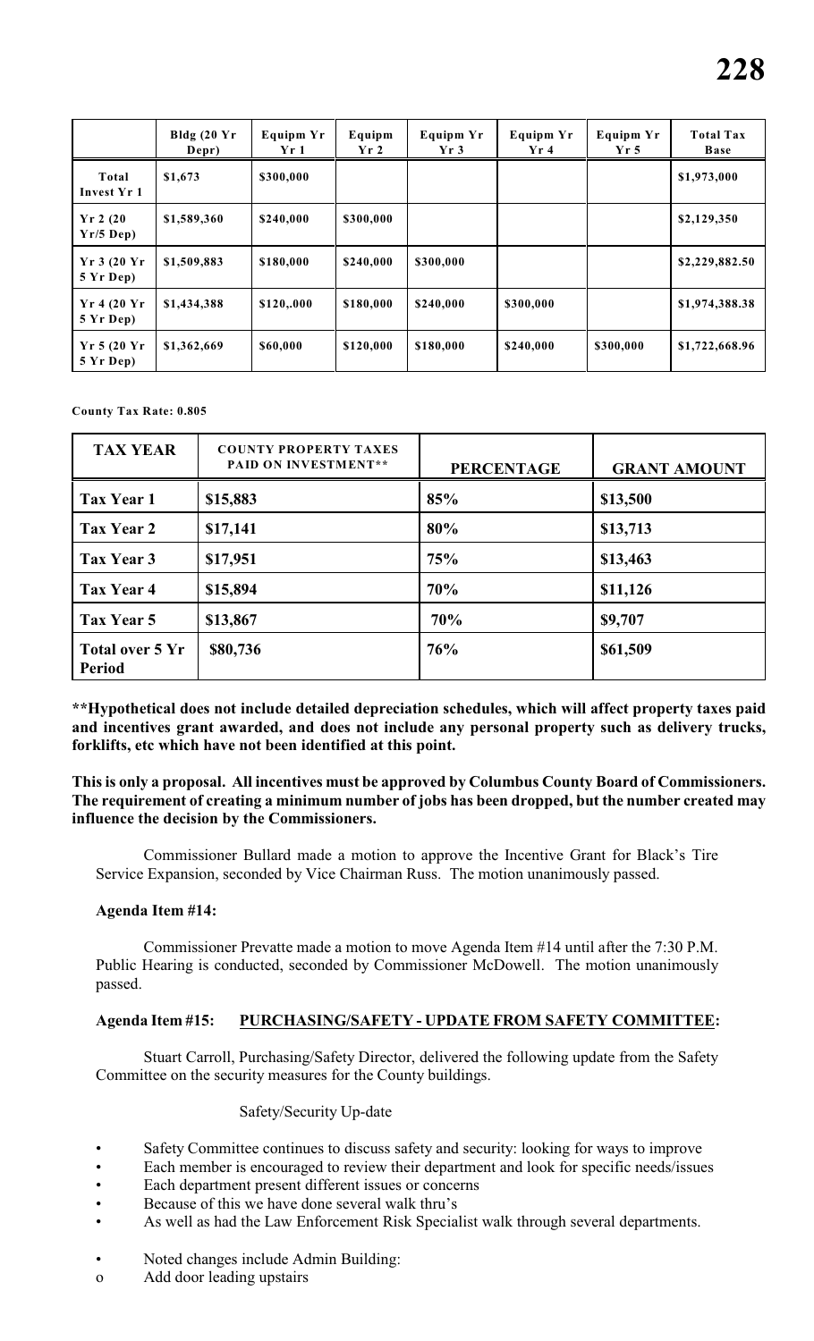| | Bldg (20 Yr Depr) | Equipm Yr Yr 1 | Equipm Yr 2 | Equipm Yr Yr 3 | Equipm Yr Yr 4 | Equipm Yr Yr 5 | Total Tax Base |
|---|---|---|---|---|---|---|---|
| Total Invest Yr 1 | $1,673 | $300,000 | | | | | $1,973,000 |
| Yr 2 (20 Yr/5 Dep) | $1,589,360 | $240,000 | $300,000 | | | | $2,129,350 |
| Yr 3 (20 Yr 5 Yr Dep) | $1,509,883 | $180,000 | $240,000 | $300,000 | | | $2,229,882.50 |
| Yr 4 (20 Yr 5 Yr Dep) | $1,434,388 | $120,.000 | $180,000 | $240,000 | $300,000 | | $1,974,388.38 |
| Yr 5 (20 Yr 5 Yr Dep) | $1,362,669 | $60,000 | $120,000 | $180,000 | $240,000 | $300,000 | $1,722,668.96 |

**County Tax Rate: 0.805**

| TAX YEAR | COUNTY PROPERTY TAXES PAID ON INVESTMENT** | PERCENTAGE | GRANT AMOUNT |
|---|---|---|---|
| Tax Year 1 | $15,883 | 85% | $13,500 |
| Tax Year 2 | $17,141 | 80% | $13,713 |
| Tax Year 3 | $17,951 | 75% | $13,463 |
| Tax Year 4 | $15,894 | 70% | $11,126 |
| Tax Year 5 | $13,867 | 70% | $9,707 |
| Total over 5 Yr Period | $80,736 | 76% | $61,509 |

**\*\*Hypothetical does not include detailed depreciation schedules, which will affect property taxes paid and incentives grant awarded, and does not include any personal property such as delivery trucks, forklifts, etc which have not been identified at this point.**

**This is only a proposal. All incentives must be approved by Columbus County Board of Commissioners. The requirement of creating a minimum number of jobs has been dropped, but the number created may influence the decision by the Commissioners.**

Commissioner Bullard made a motion to approve the Incentive Grant for Black's Tire Service Expansion, seconded by Vice Chairman Russ. The motion unanimously passed.

**Agenda Item #14:**

Commissioner Prevatte made a motion to move Agenda Item #14 until after the 7:30 P.M. Public Hearing is conducted, seconded by Commissioner McDowell. The motion unanimously passed.

**Agenda Item #15: PURCHASING/SAFETY - UPDATE FROM SAFETY COMMITTEE:**

Stuart Carroll, Purchasing/Safety Director, delivered the following update from the Safety Committee on the security measures for the County buildings.

Safety/Security Up-date

- Safety Committee continues to discuss safety and security: looking for ways to improve
- Each member is encouraged to review their department and look for specific needs/issues
- Each department present different issues or concerns
- Because of this we have done several walk thru's
- As well as had the Law Enforcement Risk Specialist walk through several departments.

- Noted changes include Admin Building:
  - o Add door leading upstairs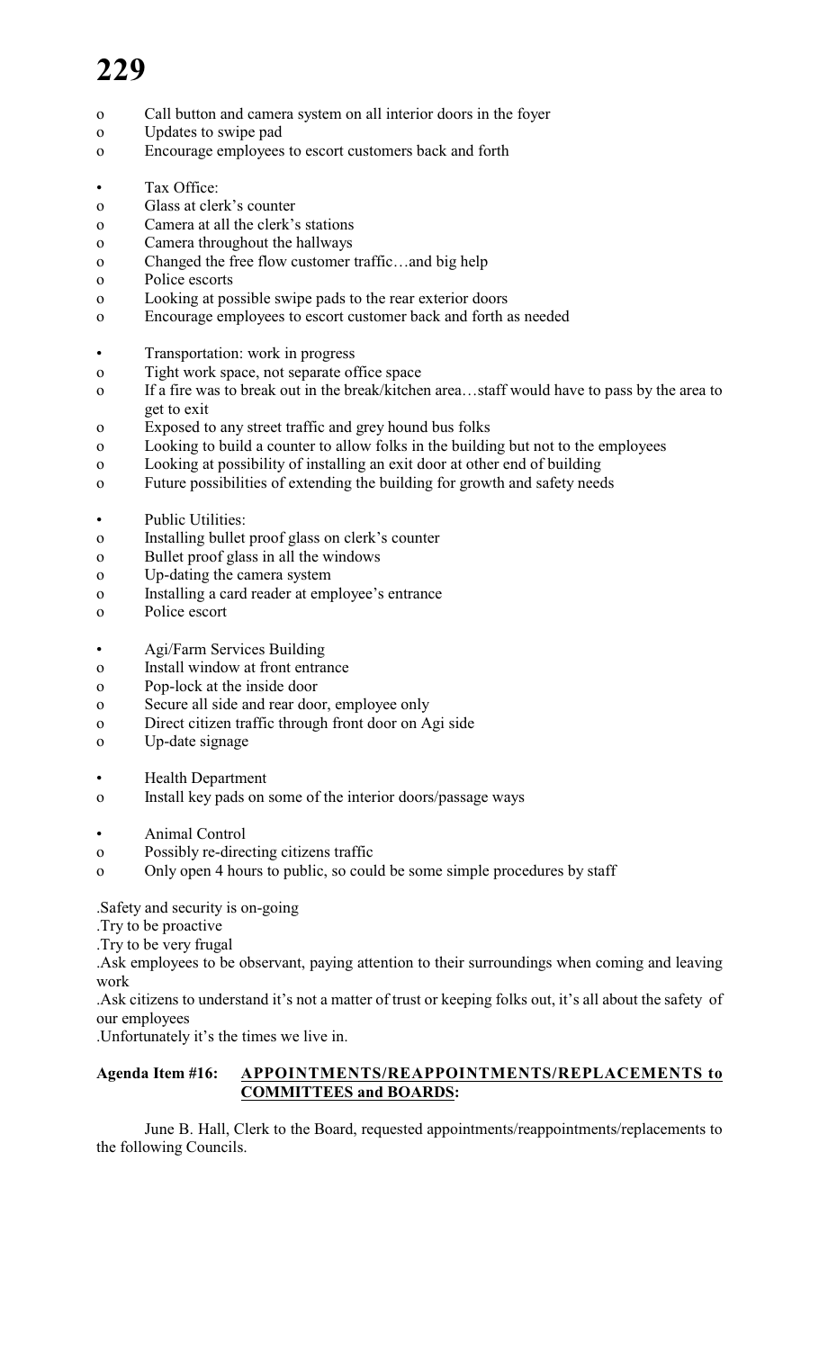- Call button and camera system on all interior doors in the foyer
- Updates to swipe pad
- Encourage employees to escort customers back and forth

- Tax Office:
  - Glass at clerk's counter
  - Camera at all the clerk's stations
  - Camera throughout the hallways
  - Changed the free flow customer traffic…and big help
  - Police escorts
  - Looking at possible swipe pads to the rear exterior doors
  - Encourage employees to escort customer back and forth as needed

- Transportation: work in progress
  - Tight work space, not separate office space
  - If a fire was to break out in the break/kitchen area…staff would have to pass by the area to get to exit
  - Exposed to any street traffic and grey hound bus folks
  - Looking to build a counter to allow folks in the building but not to the employees
  - Looking at possibility of installing an exit door at other end of building
  - Future possibilities of extending the building for growth and safety needs

- Public Utilities:
  - Installing bullet proof glass on clerk's counter
  - Bullet proof glass in all the windows
  - Up-dating the camera system
  - Installing a card reader at employee's entrance
  - Police escort

- Agi/Farm Services Building
  - Install window at front entrance
  - Pop-lock at the inside door
  - Secure all side and rear door, employee only
  - Direct citizen traffic through front door on Agi side
  - Up-date signage

- Health Department
  - Install key pads on some of the interior doors/passage ways

- Animal Control
  - Possibly re-directing citizens traffic
  - Only open 4 hours to public, so could be some simple procedures by staff

.Safety and security is on-going
.Try to be proactive
.Try to be very frugal
.Ask employees to be observant, paying attention to their surroundings when coming and leaving work
.Ask citizens to understand it's not a matter of trust or keeping folks out, it's all about the safety of our employees
.Unfortunately it's the times we live in.

**Agenda Item #16: APPOINTMENTS/REAPPOINTMENTS/REPLACEMENTS to COMMITTEES and BOARDS:**

June B. Hall, Clerk to the Board, requested appointments/reappointments/replacements to the following Councils.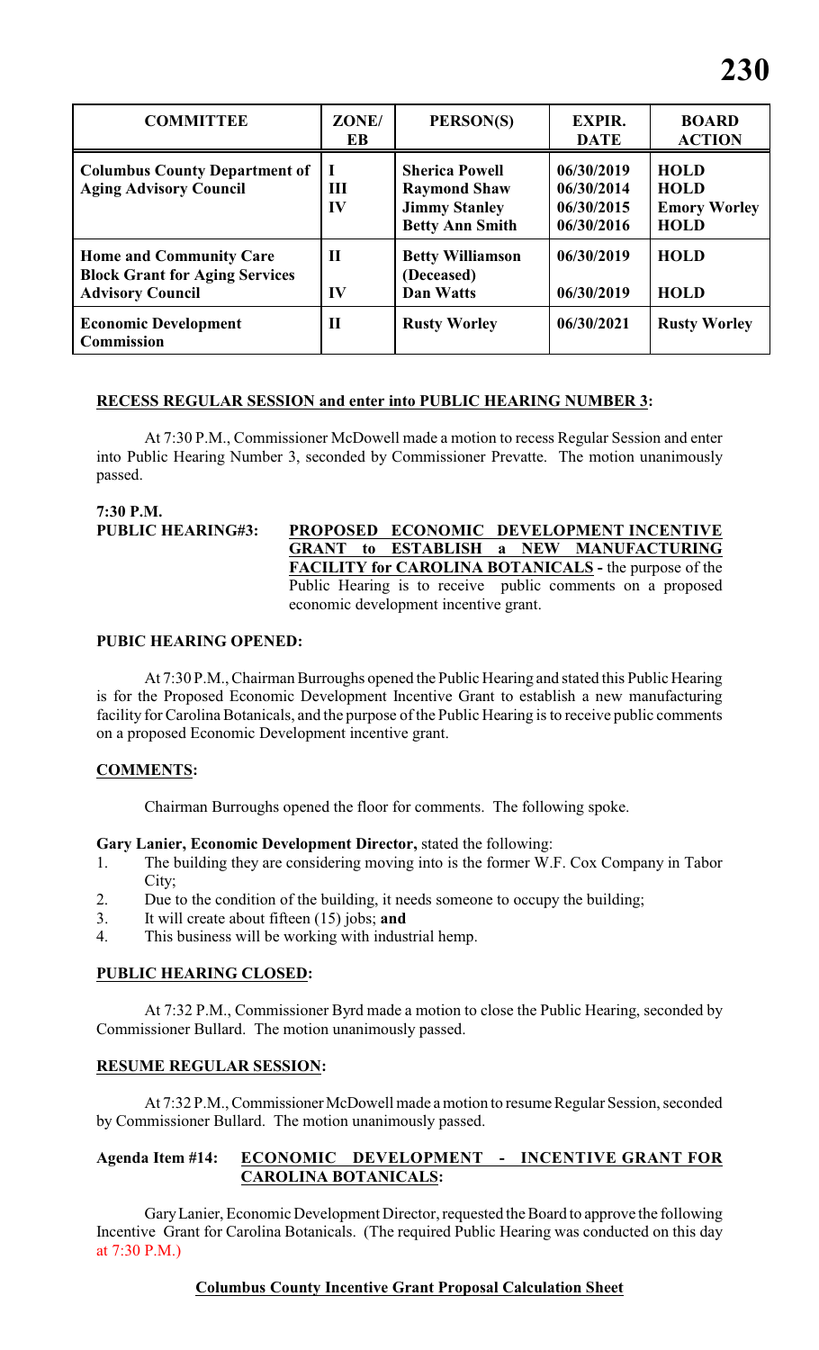| COMMITTEE | ZONE/ EB | PERSON(S) | EXPIR. DATE | BOARD ACTION |
|---|---|---|---|---|
| **Columbus County Department of Aging Advisory Council** | I<br>III<br>IV | **Sherica Powell**<br>**Raymond Shaw**<br>**Jimmy Stanley**<br>**Betty Ann Smith** | 06/30/2019<br>06/30/2014<br>06/30/2015<br>06/30/2016 | HOLD<br>HOLD<br>Emory Worley<br>HOLD |
| **Home and Community Care Block Grant for Aging Services Advisory Council** | II<br><br>IV | **Betty Williamson (Deceased)**<br>**Dan Watts** | 06/30/2019<br><br>06/30/2019 | HOLD<br><br>HOLD |
| **Economic Development Commission** | II | **Rusty Worley** | 06/30/2021 | **Rusty Worley** |

**RECESS REGULAR SESSION and enter into PUBLIC HEARING NUMBER 3:**

At 7:30 P.M., Commissioner McDowell made a motion to recess Regular Session and enter into Public Hearing Number 3, seconded by Commissioner Prevatte. The motion unanimously passed.

**7:30 P.M.**

**PUBLIC HEARING#3: PROPOSED ECONOMIC DEVELOPMENT INCENTIVE GRANT to ESTABLISH a NEW MANUFACTURING FACILITY for CAROLINA BOTANICALS -** the purpose of the Public Hearing is to receive public comments on a proposed economic development incentive grant.

**PUBIC HEARING OPENED:**

At 7:30 P.M., Chairman Burroughs opened the Public Hearing and stated this Public Hearing is for the Proposed Economic Development Incentive Grant to establish a new manufacturing facility for Carolina Botanicals, and the purpose of the Public Hearing is to receive public comments on a proposed Economic Development incentive grant.

**COMMENTS:**

Chairman Burroughs opened the floor for comments. The following spoke.

**Gary Lanier, Economic Development Director,** stated the following:

1. The building they are considering moving into is the former W.F. Cox Company in Tabor City;
2. Due to the condition of the building, it needs someone to occupy the building;
3. It will create about fifteen (15) jobs; **and**
4. This business will be working with industrial hemp.

**PUBLIC HEARING CLOSED:**

At 7:32 P.M., Commissioner Byrd made a motion to close the Public Hearing, seconded by Commissioner Bullard. The motion unanimously passed.

**RESUME REGULAR SESSION:**

At 7:32 P.M., Commissioner McDowell made a motion to resume Regular Session, seconded by Commissioner Bullard. The motion unanimously passed.

**Agenda Item #14: ECONOMIC DEVELOPMENT - INCENTIVE GRANT FOR CAROLINA BOTANICALS:**

Gary Lanier, Economic Development Director, requested the Board to approve the following Incentive Grant for Carolina Botanicals. (The required Public Hearing was conducted on this day at 7:30 P.M.)

**Columbus County Incentive Grant Proposal Calculation Sheet**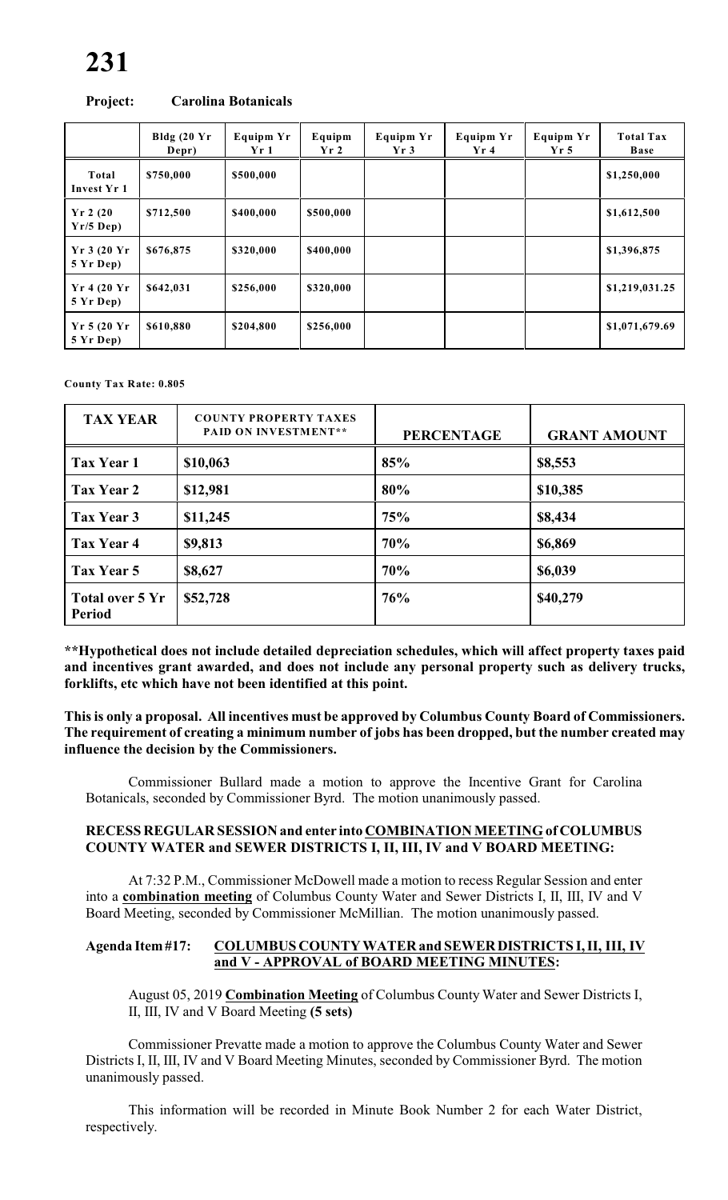**Project: Carolina Botanicals**

| | Bldg (20 Yr Depr) | Equipm Yr Yr 1 | Equipm Yr 2 | Equipm Yr Yr 3 | Equipm Yr Yr 4 | Equipm Yr Yr 5 | Total Tax Base |
|---|---|---|---|---|---|---|---|
| Total Invest Yr 1 | $750,000 | $500,000 | | | | | $1,250,000 |
| Yr 2 (20 Yr/5 Dep) | $712,500 | $400,000 | $500,000 | | | | $1,612,500 |
| Yr 3 (20 Yr 5 Yr Dep) | $676,875 | $320,000 | $400,000 | | | | $1,396,875 |
| Yr 4 (20 Yr 5 Yr Dep) | $642,031 | $256,000 | $320,000 | | | | $1,219,031.25 |
| Yr 5 (20 Yr 5 Yr Dep) | $610,880 | $204,800 | $256,000 | | | | $1,071,679.69 |

**County Tax Rate: 0.805**

| TAX YEAR | COUNTY PROPERTY TAXES PAID ON INVESTMENT** | PERCENTAGE | GRANT AMOUNT |
|---|---|---|---|
| Tax Year 1 | $10,063 | 85% | $8,553 |
| Tax Year 2 | $12,981 | 80% | $10,385 |
| Tax Year 3 | $11,245 | 75% | $8,434 |
| Tax Year 4 | $9,813 | 70% | $6,869 |
| Tax Year 5 | $8,627 | 70% | $6,039 |
| Total over 5 Yr Period | $52,728 | 76% | $40,279 |

**\*\*Hypothetical does not include detailed depreciation schedules, which will affect property taxes paid and incentives grant awarded, and does not include any personal property such as delivery trucks, forklifts, etc which have not been identified at this point.**

**This is only a proposal. All incentives must be approved by Columbus County Board of Commissioners. The requirement of creating a minimum number of jobs has been dropped, but the number created may influence the decision by the Commissioners.**

Commissioner Bullard made a motion to approve the Incentive Grant for Carolina Botanicals, seconded by Commissioner Byrd. The motion unanimously passed.

**RECESS REGULAR SESSION and enter into COMBINATION MEETING of COLUMBUS COUNTY WATER and SEWER DISTRICTS I, II, III, IV and V BOARD MEETING:**

At 7:32 P.M., Commissioner McDowell made a motion to recess Regular Session and enter into a **combination meeting** of Columbus County Water and Sewer Districts I, II, III, IV and V Board Meeting, seconded by Commissioner McMillian. The motion unanimously passed.

**Agenda Item #17: COLUMBUS COUNTY WATER and SEWER DISTRICTS I, II, III, IV and V - APPROVAL of BOARD MEETING MINUTES:**

August 05, 2019 **Combination Meeting** of Columbus County Water and Sewer Districts I, II, III, IV and V Board Meeting **(5 sets)**

Commissioner Prevatte made a motion to approve the Columbus County Water and Sewer Districts I, II, III, IV and V Board Meeting Minutes, seconded by Commissioner Byrd. The motion unanimously passed.

This information will be recorded in Minute Book Number 2 for each Water District, respectively.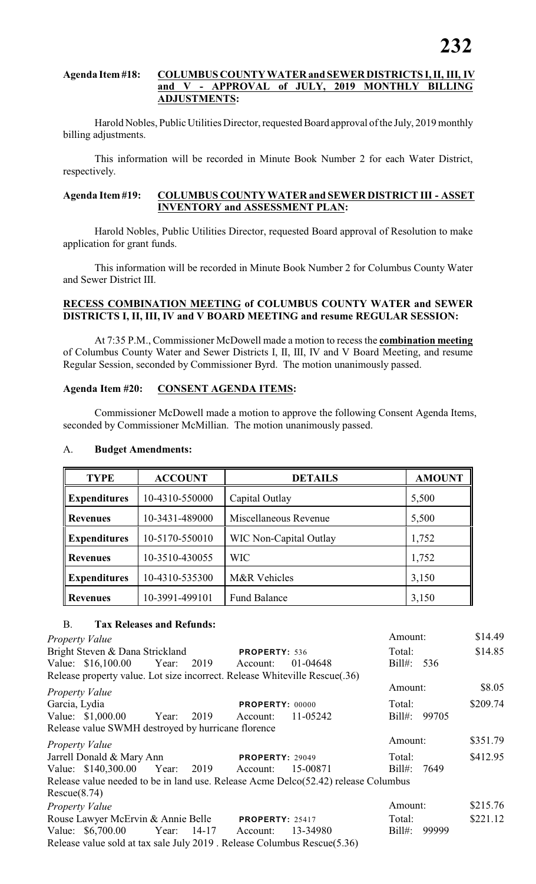**Agenda Item #18: COLUMBUS COUNTY WATER and SEWER DISTRICTS I, II, III, IV and V - APPROVAL of JULY, 2019 MONTHLY BILLING ADJUSTMENTS:**

Harold Nobles, Public Utilities Director, requested Board approval of the July, 2019 monthly billing adjustments.

This information will be recorded in Minute Book Number 2 for each Water District, respectively.

**Agenda Item #19: COLUMBUS COUNTY WATER and SEWER DISTRICT III - ASSET INVENTORY and ASSESSMENT PLAN:**

Harold Nobles, Public Utilities Director, requested Board approval of Resolution to make application for grant funds.

This information will be recorded in Minute Book Number 2 for Columbus County Water and Sewer District III.

**RECESS COMBINATION MEETING of COLUMBUS COUNTY WATER and SEWER DISTRICTS I, II, III, IV and V BOARD MEETING and resume REGULAR SESSION:**

At 7:35 P.M., Commissioner McDowell made a motion to recess the **combination meeting** of Columbus County Water and Sewer Districts I, II, III, IV and V Board Meeting, and resume Regular Session, seconded by Commissioner Byrd. The motion unanimously passed.

**Agenda Item #20: CONSENT AGENDA ITEMS:**

Commissioner McDowell made a motion to approve the following Consent Agenda Items, seconded by Commissioner McMillian. The motion unanimously passed.

A. **Budget Amendments:**

| TYPE | ACCOUNT | DETAILS | AMOUNT |
|---|---|---|---|
| Expenditures | 10-4310-550000 | Capital Outlay | 5,500 |
| Revenues | 10-3431-489000 | Miscellaneous Revenue | 5,500 |
| Expenditures | 10-5170-550010 | WIC Non-Capital Outlay | 1,752 |
| Revenues | 10-3510-430055 | WIC | 1,752 |
| Expenditures | 10-4310-535300 | M&R Vehicles | 3,150 |
| Revenues | 10-3991-499101 | Fund Balance | 3,150 |

B. **Tax Releases and Refunds:**

*Property Value* — Amount: $14.49
Bright Steven & Dana Strickland — PROPERTY: 536 — Total: $14.85
Value: $16,100.00 Year: 2019 Account: 01-04648 Bill#: 536
Release property value. Lot size incorrect. Release Whiteville Rescue(.36)

*Property Value* — Amount: $8.05
Garcia, Lydia — PROPERTY: 00000 — Total: $209.74
Value: $1,000.00 Year: 2019 Account: 11-05242 Bill#: 99705
Release value SWMH destroyed by hurricane florence

*Property Value* — Amount: $351.79
Jarrell Donald & Mary Ann — PROPERTY: 29049 — Total: $412.95
Value: $140,300.00 Year: 2019 Account: 15-00871 Bill#: 7649
Release value needed to be in land use. Release Acme Delco(52.42) release Columbus Rescue(8.74)

*Property Value* — Amount: $215.76
Rouse Lawyer McErvin & Annie Belle — PROPERTY: 25417 — Total: $221.12
Value: $6,700.00 Year: 14-17 Account: 13-34980 Bill#: 99999
Release value sold at tax sale July 2019 . Release Columbus Rescue(5.36)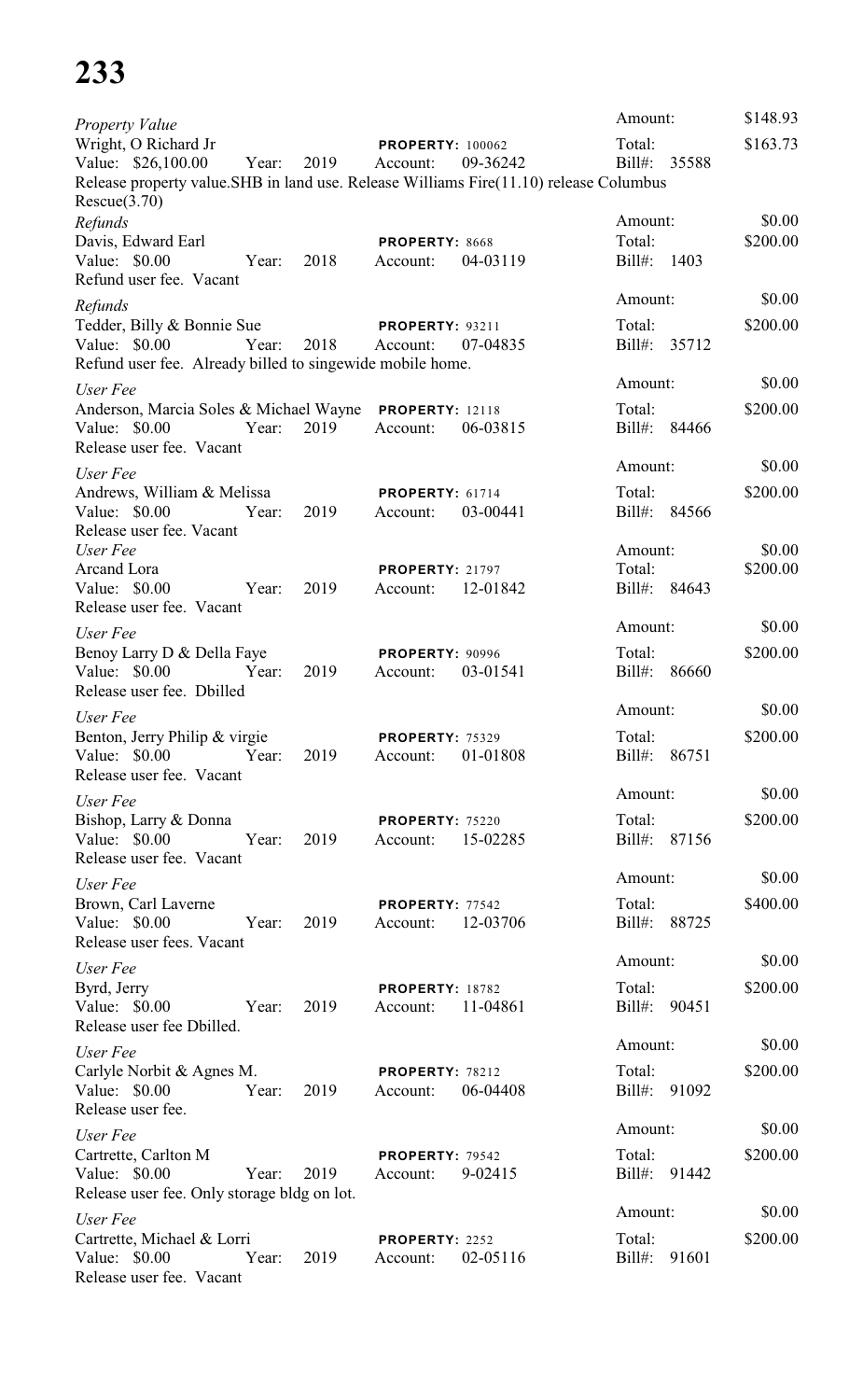# 233

*Property Value*
Wright, O Richard Jr — **PROPERTY:** 100062
Value: $26,100.00 Year: 2019 Account: 09-36242
Amount: $148.93
Total: $163.73
Bill#: 35588
Release property value.SHB in land use. Release Williams Fire(11.10) release Columbus Rescue(3.70)

*Refunds*
Davis, Edward Earl — **PROPERTY:** 8668
Value: $0.00 Year: 2018 Account: 04-03119
Amount: $0.00
Total: $200.00
Bill#: 1403
Refund user fee. Vacant

*Refunds*
Tedder, Billy & Bonnie Sue — **PROPERTY:** 93211
Value: $0.00 Year: 2018 Account: 07-04835
Amount: $0.00
Total: $200.00
Bill#: 35712
Refund user fee. Already billed to singewide mobile home.

*User Fee*
Anderson, Marcia Soles & Michael Wayne — **PROPERTY:** 12118
Value: $0.00 Year: 2019 Account: 06-03815
Amount: $0.00
Total: $200.00
Bill#: 84466
Release user fee. Vacant

*User Fee*
Andrews, William & Melissa — **PROPERTY:** 61714
Value: $0.00 Year: 2019 Account: 03-00441
Amount: $0.00
Total: $200.00
Bill#: 84566
Release user fee. Vacant

*User Fee*
Arcand Lora — **PROPERTY:** 21797
Value: $0.00 Year: 2019 Account: 12-01842
Amount: $0.00
Total: $200.00
Bill#: 84643
Release user fee. Vacant

*User Fee*
Benoy Larry D & Della Faye — **PROPERTY:** 90996
Value: $0.00 Year: 2019 Account: 03-01541
Amount: $0.00
Total: $200.00
Bill#: 86660
Release user fee. Dbilled

*User Fee*
Benton, Jerry Philip & virgie — **PROPERTY:** 75329
Value: $0.00 Year: 2019 Account: 01-01808
Amount: $0.00
Total: $200.00
Bill#: 86751
Release user fee. Vacant

*User Fee*
Bishop, Larry & Donna — **PROPERTY:** 75220
Value: $0.00 Year: 2019 Account: 15-02285
Amount: $0.00
Total: $200.00
Bill#: 87156
Release user fee. Vacant

*User Fee*
Brown, Carl Laverne — **PROPERTY:** 77542
Value: $0.00 Year: 2019 Account: 12-03706
Amount: $0.00
Total: $400.00
Bill#: 88725
Release user fees. Vacant

*User Fee*
Byrd, Jerry — **PROPERTY:** 18782
Value: $0.00 Year: 2019 Account: 11-04861
Amount: $0.00
Total: $200.00
Bill#: 90451
Release user fee Dbilled.

*User Fee*
Carlyle Norbit & Agnes M. — **PROPERTY:** 78212
Value: $0.00 Year: 2019 Account: 06-04408
Amount: $0.00
Total: $200.00
Bill#: 91092
Release user fee.

*User Fee*
Cartrette, Carlton M — **PROPERTY:** 79542
Value: $0.00 Year: 2019 Account: 9-02415
Amount: $0.00
Total: $200.00
Bill#: 91442
Release user fee. Only storage bldg on lot.

*User Fee*
Cartrette, Michael & Lorri — **PROPERTY:** 2252
Value: $0.00 Year: 2019 Account: 02-05116
Amount: $0.00
Total: $200.00
Bill#: 91601
Release user fee. Vacant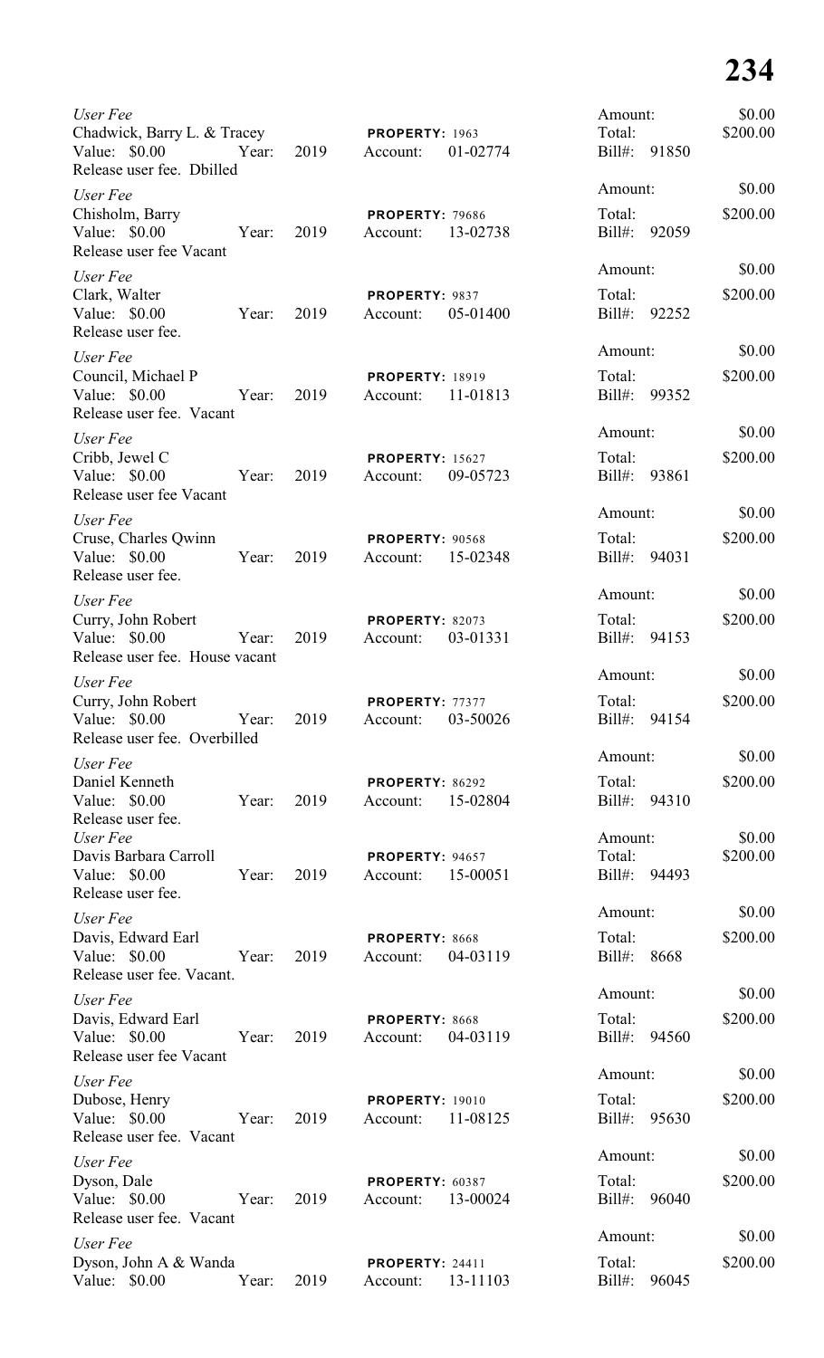*User Fee*
Chadwick, Barry L. & Tracey **PROPERTY:** 1963 Amount: $0.00
Value: $0.00 Year: 2019 Account: 01-02774 Total: $200.00
Release user fee. Dbilled Bill#: 91850

*User Fee*
Chisholm, Barry **PROPERTY:** 79686 Amount: $0.00
Value: $0.00 Year: 2019 Account: 13-02738 Total: $200.00
Release user fee Vacant Bill#: 92059

*User Fee*
Clark, Walter **PROPERTY:** 9837 Amount: $0.00
Value: $0.00 Year: 2019 Account: 05-01400 Total: $200.00
Release user fee. Bill#: 92252

*User Fee*
Council, Michael P **PROPERTY:** 18919 Amount: $0.00
Value: $0.00 Year: 2019 Account: 11-01813 Total: $200.00
Release user fee. Vacant Bill#: 99352

*User Fee*
Cribb, Jewel C **PROPERTY:** 15627 Amount: $0.00
Value: $0.00 Year: 2019 Account: 09-05723 Total: $200.00
Release user fee Vacant Bill#: 93861

*User Fee*
Cruse, Charles Qwinn **PROPERTY:** 90568 Amount: $0.00
Value: $0.00 Year: 2019 Account: 15-02348 Total: $200.00
Release user fee. Bill#: 94031

*User Fee*
Curry, John Robert **PROPERTY:** 82073 Amount: $0.00
Value: $0.00 Year: 2019 Account: 03-01331 Total: $200.00
Release user fee. House vacant Bill#: 94153

*User Fee*
Curry, John Robert **PROPERTY:** 77377 Amount: $0.00
Value: $0.00 Year: 2019 Account: 03-50026 Total: $200.00
Release user fee. Overbilled Bill#: 94154

*User Fee*
Daniel Kenneth **PROPERTY:** 86292 Amount: $0.00
Value: $0.00 Year: 2019 Account: 15-02804 Total: $200.00
Release user fee. Bill#: 94310

*User Fee*
Davis Barbara Carroll **PROPERTY:** 94657 Amount: $0.00
Value: $0.00 Year: 2019 Account: 15-00051 Total: $200.00
Release user fee. Bill#: 94493

*User Fee*
Davis, Edward Earl **PROPERTY:** 8668 Amount: $0.00
Value: $0.00 Year: 2019 Account: 04-03119 Total: $200.00
Release user fee. Vacant. Bill#: 8668

*User Fee*
Davis, Edward Earl **PROPERTY:** 8668 Amount: $0.00
Value: $0.00 Year: 2019 Account: 04-03119 Total: $200.00
Release user fee Vacant Bill#: 94560

*User Fee*
Dubose, Henry **PROPERTY:** 19010 Amount: $0.00
Value: $0.00 Year: 2019 Account: 11-08125 Total: $200.00
Release user fee. Vacant Bill#: 95630

*User Fee*
Dyson, Dale **PROPERTY:** 60387 Amount: $0.00
Value: $0.00 Year: 2019 Account: 13-00024 Total: $200.00
Release user fee. Vacant Bill#: 96040

*User Fee*
Dyson, John A & Wanda **PROPERTY:** 24411 Amount: $0.00
Value: $0.00 Year: 2019 Account: 13-11103 Total: $200.00
Bill#: 96045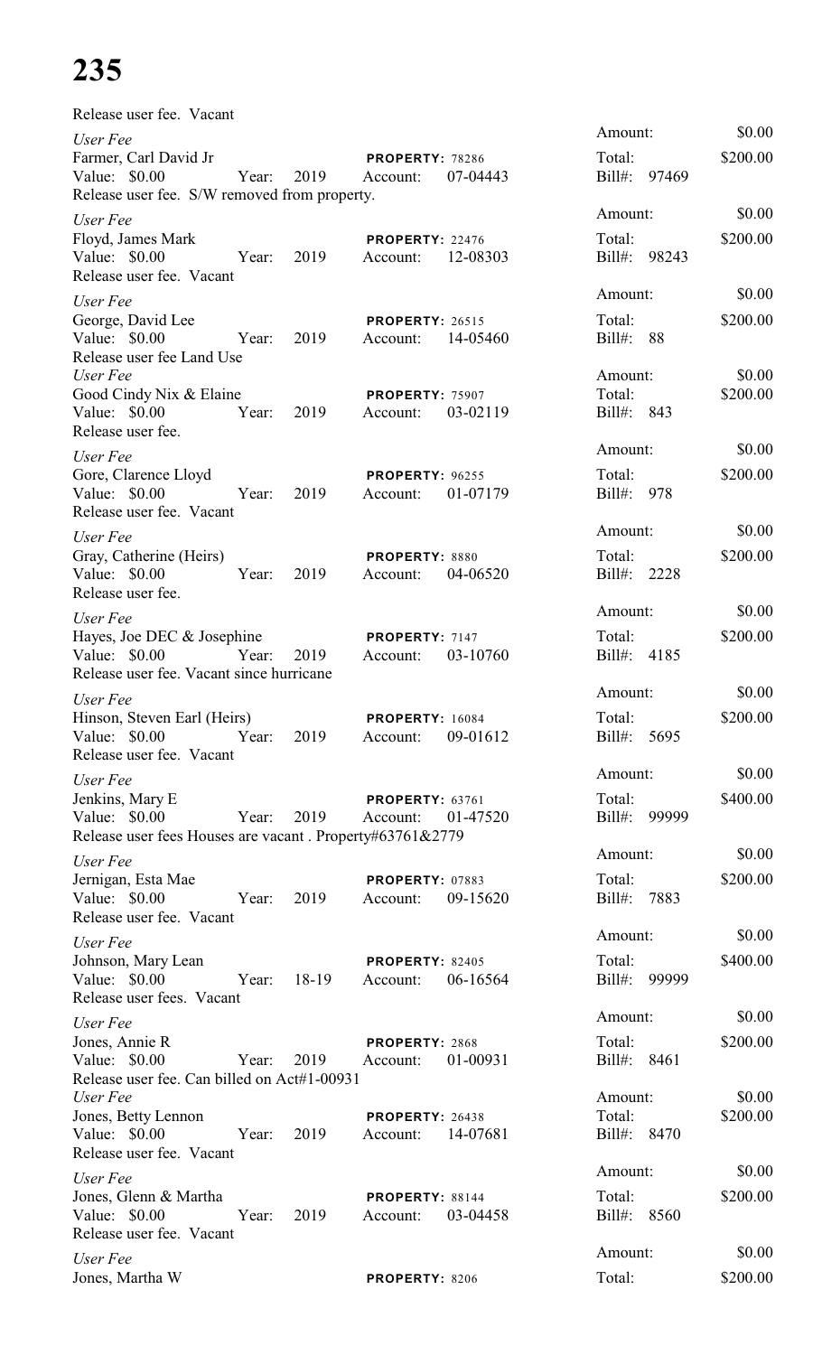# 235

Release user fee. Vacant

| | | | |
|---|---|---|---|
| *User Fee* | | Amount: | $0.00 |
| Farmer, Carl David Jr | **PROPERTY:** 78286 | Total: | $200.00 |
| Value: $0.00 Year: 2019 | Account: 07-04443 | Bill#: 97469 | |
| Release user fee. S/W removed from property. | | | |
| *User Fee* | | Amount: | $0.00 |
| Floyd, James Mark | **PROPERTY:** 22476 | Total: | $200.00 |
| Value: $0.00 Year: 2019 | Account: 12-08303 | Bill#: 98243 | |
| Release user fee. Vacant | | | |
| *User Fee* | | Amount: | $0.00 |
| George, David Lee | **PROPERTY:** 26515 | Total: | $200.00 |
| Value: $0.00 Year: 2019 | Account: 14-05460 | Bill#: 88 | |
| Release user fee Land Use | | | |
| *User Fee* | | Amount: | $0.00 |
| Good Cindy Nix & Elaine | **PROPERTY:** 75907 | Total: | $200.00 |
| Value: $0.00 Year: 2019 | Account: 03-02119 | Bill#: 843 | |
| Release user fee. | | | |
| *User Fee* | | Amount: | $0.00 |
| Gore, Clarence Lloyd | **PROPERTY:** 96255 | Total: | $200.00 |
| Value: $0.00 Year: 2019 | Account: 01-07179 | Bill#: 978 | |
| Release user fee. Vacant | | | |
| *User Fee* | | Amount: | $0.00 |
| Gray, Catherine (Heirs) | **PROPERTY:** 8880 | Total: | $200.00 |
| Value: $0.00 Year: 2019 | Account: 04-06520 | Bill#: 2228 | |
| Release user fee. | | | |
| *User Fee* | | Amount: | $0.00 |
| Hayes, Joe DEC & Josephine | **PROPERTY:** 7147 | Total: | $200.00 |
| Value: $0.00 Year: 2019 | Account: 03-10760 | Bill#: 4185 | |
| Release user fee. Vacant since hurricane | | | |
| *User Fee* | | Amount: | $0.00 |
| Hinson, Steven Earl (Heirs) | **PROPERTY:** 16084 | Total: | $200.00 |
| Value: $0.00 Year: 2019 | Account: 09-01612 | Bill#: 5695 | |
| Release user fee. Vacant | | | |
| *User Fee* | | Amount: | $0.00 |
| Jenkins, Mary E | **PROPERTY:** 63761 | Total: | $400.00 |
| Value: $0.00 Year: 2019 | Account: 01-47520 | Bill#: 99999 | |
| Release user fees Houses are vacant . Property#63761&2779 | | | |
| *User Fee* | | Amount: | $0.00 |
| Jernigan, Esta Mae | **PROPERTY:** 07883 | Total: | $200.00 |
| Value: $0.00 Year: 2019 | Account: 09-15620 | Bill#: 7883 | |
| Release user fee. Vacant | | | |
| *User Fee* | | Amount: | $0.00 |
| Johnson, Mary Lean | **PROPERTY:** 82405 | Total: | $400.00 |
| Value: $0.00 Year: 18-19 | Account: 06-16564 | Bill#: 99999 | |
| Release user fees. Vacant | | | |
| *User Fee* | | Amount: | $0.00 |
| Jones, Annie R | **PROPERTY:** 2868 | Total: | $200.00 |
| Value: $0.00 Year: 2019 | Account: 01-00931 | Bill#: 8461 | |
| Release user fee. Can billed on Act#1-00931 | | | |
| *User Fee* | | Amount: | $0.00 |
| Jones, Betty Lennon | **PROPERTY:** 26438 | Total: | $200.00 |
| Value: $0.00 Year: 2019 | Account: 14-07681 | Bill#: 8470 | |
| Release user fee. Vacant | | | |
| *User Fee* | | Amount: | $0.00 |
| Jones, Glenn & Martha | **PROPERTY:** 88144 | Total: | $200.00 |
| Value: $0.00 Year: 2019 | Account: 03-04458 | Bill#: 8560 | |
| Release user fee. Vacant | | | |
| *User Fee* | | Amount: | $0.00 |
| Jones, Martha W | **PROPERTY:** 8206 | Total: | $200.00 |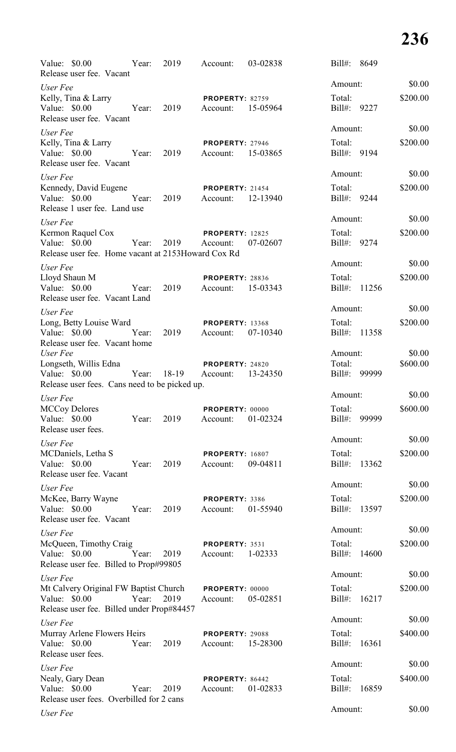Value: $0.00 Year: 2019 Account: 03-02838 Bill#: 8649
Release user fee. Vacant

Amount: $0.00

*User Fee*
Kelly, Tina & Larry **PROPERTY:** 82759 Total: $200.00
Value: $0.00 Year: 2019 Account: 15-05964 Bill#: 9227
Release user fee. Vacant

Amount: $0.00

*User Fee*
Kelly, Tina & Larry **PROPERTY:** 27946 Total: $200.00
Value: $0.00 Year: 2019 Account: 15-03865 Bill#: 9194
Release user fee. Vacant

Amount: $0.00

*User Fee*
Kennedy, David Eugene **PROPERTY:** 21454 Total: $200.00
Value: $0.00 Year: 2019 Account: 12-13940 Bill#: 9244
Release 1 user fee. Land use

Amount: $0.00

*User Fee*
Kermon Raquel Cox **PROPERTY:** 12825 Total: $200.00
Value: $0.00 Year: 2019 Account: 07-02607 Bill#: 9274
Release user fee. Home vacant at 2153Howard Cox Rd

Amount: $0.00

*User Fee*
Lloyd Shaun M **PROPERTY:** 28836 Total: $200.00
Value: $0.00 Year: 2019 Account: 15-03343 Bill#: 11256
Release user fee. Vacant Land

Amount: $0.00

*User Fee*
Long, Betty Louise Ward **PROPERTY:** 13368 Total: $200.00
Value: $0.00 Year: 2019 Account: 07-10340 Bill#: 11358
Release user fee. Vacant home

Amount: $0.00

*User Fee*
Longseth, Willis Edna **PROPERTY:** 24820 Total: $600.00
Value: $0.00 Year: 18-19 Account: 13-24350 Bill#: 99999
Release user fees. Cans need to be picked up.

Amount: $0.00

*User Fee*
MCCoy Delores **PROPERTY:** 00000 Total: $600.00
Value: $0.00 Year: 2019 Account: 01-02324 Bill#: 99999
Release user fees.

Amount: $0.00

*User Fee*
MCDaniels, Letha S **PROPERTY:** 16807 Total: $200.00
Value: $0.00 Year: 2019 Account: 09-04811 Bill#: 13362
Release user fee. Vacant

Amount: $0.00

*User Fee*
McKee, Barry Wayne **PROPERTY:** 3386 Total: $200.00
Value: $0.00 Year: 2019 Account: 01-55940 Bill#: 13597
Release user fee. Vacant

Amount: $0.00

*User Fee*
McQueen, Timothy Craig **PROPERTY:** 3531 Total: $200.00
Value: $0.00 Year: 2019 Account: 1-02333 Bill#: 14600
Release user fee. Billed to Prop#99805

Amount: $0.00

*User Fee*
Mt Calvery Original FW Baptist Church **PROPERTY:** 00000 Total: $200.00
Value: $0.00 Year: 2019 Account: 05-02851 Bill#: 16217
Release user fee. Billed under Prop#84457

Amount: $0.00

*User Fee*
Murray Arlene Flowers Heirs **PROPERTY:** 29088 Total: $400.00
Value: $0.00 Year: 2019 Account: 15-28300 Bill#: 16361
Release user fees.

Amount: $0.00

*User Fee*
Nealy, Gary Dean **PROPERTY:** 86442 Total: $400.00
Value: $0.00 Year: 2019 Account: 01-02833 Bill#: 16859
Release user fees. Overbilled for 2 cans

Amount: $0.00

*User Fee*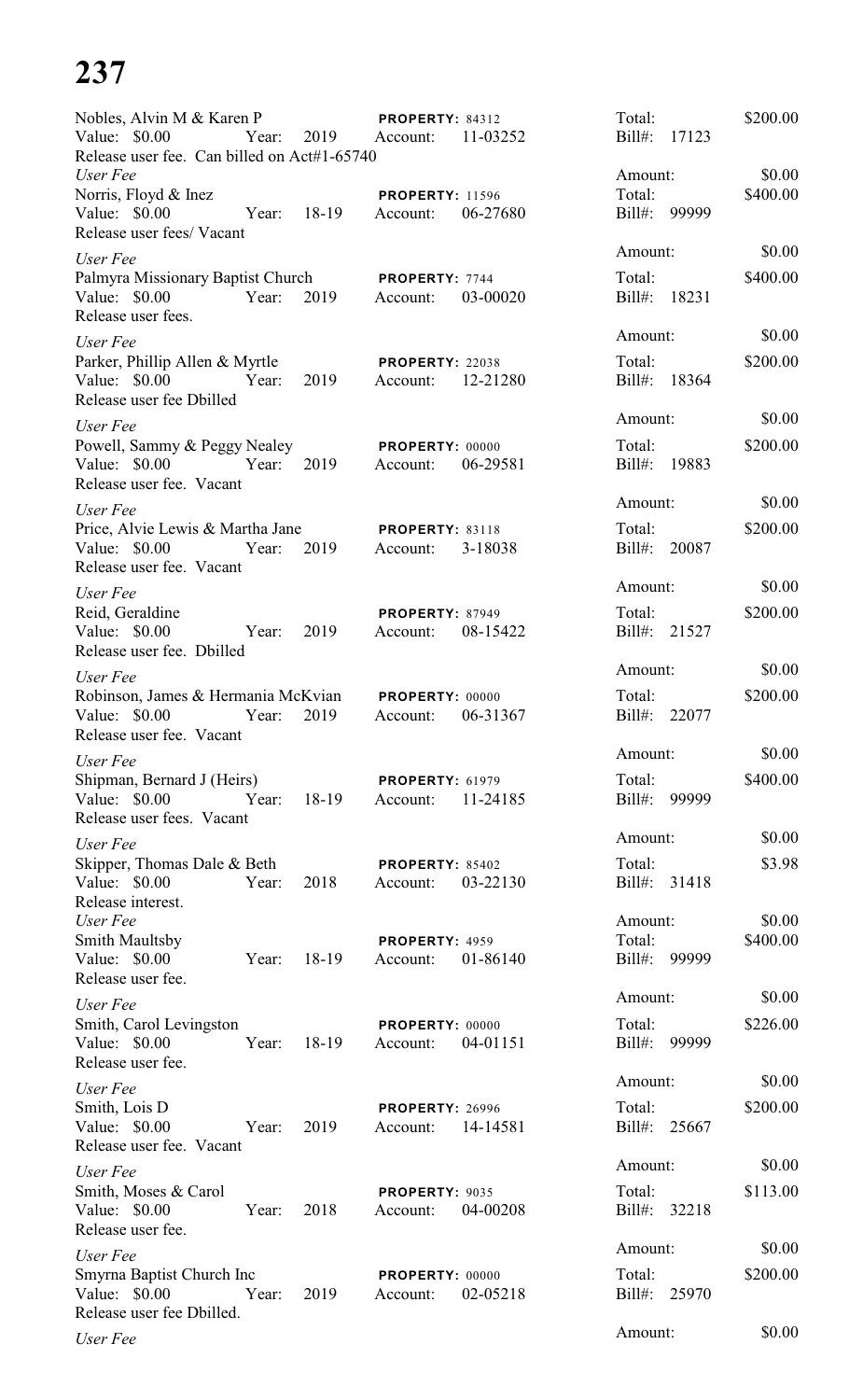Nobles, Alvin M & Karen P | **PROPERTY:** 84312 | Total: $200.00
Value: $0.00 Year: 2019 Account: 11-03252 | Bill#: 17123
Release user fee. Can billed on Act#1-65740
*User Fee* | Amount: $0.00

Norris, Floyd & Inez | **PROPERTY:** 11596 | Total: $400.00
Value: $0.00 Year: 18-19 Account: 06-27680 | Bill#: 99999
Release user fees/ Vacant
*User Fee* | Amount: $0.00

Palmyra Missionary Baptist Church | **PROPERTY:** 7744 | Total: $400.00
Value: $0.00 Year: 2019 Account: 03-00020 | Bill#: 18231
Release user fees.
*User Fee* | Amount: $0.00

Parker, Phillip Allen & Myrtle | **PROPERTY:** 22038 | Total: $200.00
Value: $0.00 Year: 2019 Account: 12-21280 | Bill#: 18364
Release user fee Dbilled
*User Fee* | Amount: $0.00

Powell, Sammy & Peggy Nealey | **PROPERTY:** 00000 | Total: $200.00
Value: $0.00 Year: 2019 Account: 06-29581 | Bill#: 19883
Release user fee. Vacant
*User Fee* | Amount: $0.00

Price, Alvie Lewis & Martha Jane | **PROPERTY:** 83118 | Total: $200.00
Value: $0.00 Year: 2019 Account: 3-18038 | Bill#: 20087
Release user fee. Vacant
*User Fee* | Amount: $0.00

Reid, Geraldine | **PROPERTY:** 87949 | Total: $200.00
Value: $0.00 Year: 2019 Account: 08-15422 | Bill#: 21527
Release user fee. Dbilled
*User Fee* | Amount: $0.00

Robinson, James & Hermania McKvian | **PROPERTY:** 00000 | Total: $200.00
Value: $0.00 Year: 2019 Account: 06-31367 | Bill#: 22077
Release user fee. Vacant
*User Fee* | Amount: $0.00

Shipman, Bernard J (Heirs) | **PROPERTY:** 61979 | Total: $400.00
Value: $0.00 Year: 18-19 Account: 11-24185 | Bill#: 99999
Release user fees. Vacant
*User Fee* | Amount: $0.00

Skipper, Thomas Dale & Beth | **PROPERTY:** 85402 | Total: $3.98
Value: $0.00 Year: 2018 Account: 03-22130 | Bill#: 31418
Release interest.
*User Fee* | Amount: $0.00

Smith Maultsby | **PROPERTY:** 4959 | Total: $400.00
Value: $0.00 Year: 18-19 Account: 01-86140 | Bill#: 99999
Release user fee.
*User Fee* | Amount: $0.00

Smith, Carol Levingston | **PROPERTY:** 00000 | Total: $226.00
Value: $0.00 Year: 18-19 Account: 04-01151 | Bill#: 99999
Release user fee.
*User Fee* | Amount: $0.00

Smith, Lois D | **PROPERTY:** 26996 | Total: $200.00
Value: $0.00 Year: 2019 Account: 14-14581 | Bill#: 25667
Release user fee. Vacant
*User Fee* | Amount: $0.00

Smith, Moses & Carol | **PROPERTY:** 9035 | Total: $113.00
Value: $0.00 Year: 2018 Account: 04-00208 | Bill#: 32218
Release user fee.
*User Fee* | Amount: $0.00

Smyrna Baptist Church Inc | **PROPERTY:** 00000 | Total: $200.00
Value: $0.00 Year: 2019 Account: 02-05218 | Bill#: 25970
Release user fee Dbilled.
*User Fee* | Amount: $0.00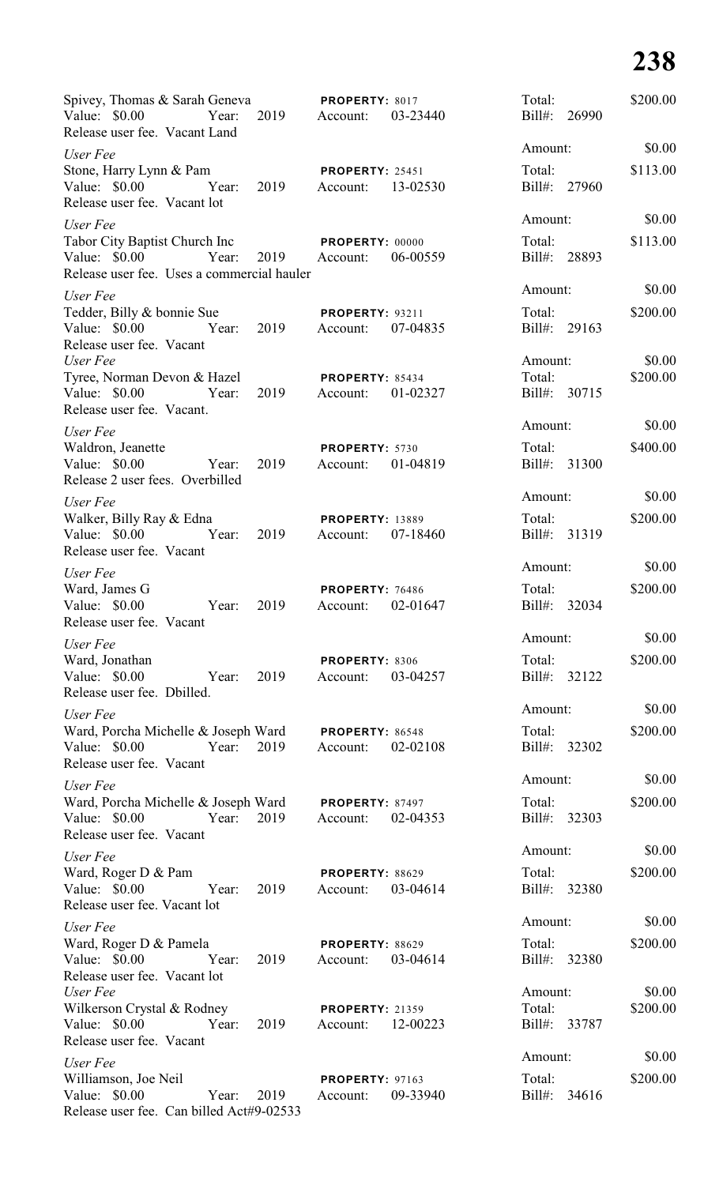Spivey, Thomas & Sarah Geneva **PROPERTY:** 8017 Total: $200.00
Value: $0.00 Year: 2019 Account: 03-23440 Bill#: 26990
Release user fee. Vacant Land

*User Fee* Amount: $0.00
Stone, Harry Lynn & Pam **PROPERTY:** 25451 Total: $113.00
Value: $0.00 Year: 2019 Account: 13-02530 Bill#: 27960
Release user fee. Vacant lot

*User Fee* Amount: $0.00
Tabor City Baptist Church Inc **PROPERTY:** 00000 Total: $113.00
Value: $0.00 Year: 2019 Account: 06-00559 Bill#: 28893
Release user fee. Uses a commercial hauler

*User Fee* Amount: $0.00
Tedder, Billy & bonnie Sue **PROPERTY:** 93211 Total: $200.00
Value: $0.00 Year: 2019 Account: 07-04835 Bill#: 29163
Release user fee. Vacant

*User Fee* Amount: $0.00
Tyree, Norman Devon & Hazel **PROPERTY:** 85434 Total: $200.00
Value: $0.00 Year: 2019 Account: 01-02327 Bill#: 30715
Release user fee. Vacant.

*User Fee* Amount: $0.00
Waldron, Jeanette **PROPERTY:** 5730 Total: $400.00
Value: $0.00 Year: 2019 Account: 01-04819 Bill#: 31300
Release 2 user fees. Overbilled

*User Fee* Amount: $0.00
Walker, Billy Ray & Edna **PROPERTY:** 13889 Total: $200.00
Value: $0.00 Year: 2019 Account: 07-18460 Bill#: 31319
Release user fee. Vacant

*User Fee* Amount: $0.00
Ward, James G **PROPERTY:** 76486 Total: $200.00
Value: $0.00 Year: 2019 Account: 02-01647 Bill#: 32034
Release user fee. Vacant

*User Fee* Amount: $0.00
Ward, Jonathan **PROPERTY:** 8306 Total: $200.00
Value: $0.00 Year: 2019 Account: 03-04257 Bill#: 32122
Release user fee. Dbilled.

*User Fee* Amount: $0.00
Ward, Porcha Michelle & Joseph Ward **PROPERTY:** 86548 Total: $200.00
Value: $0.00 Year: 2019 Account: 02-02108 Bill#: 32302
Release user fee. Vacant

*User Fee* Amount: $0.00
Ward, Porcha Michelle & Joseph Ward **PROPERTY:** 87497 Total: $200.00
Value: $0.00 Year: 2019 Account: 02-04353 Bill#: 32303
Release user fee. Vacant

*User Fee* Amount: $0.00
Ward, Roger D & Pam **PROPERTY:** 88629 Total: $200.00
Value: $0.00 Year: 2019 Account: 03-04614 Bill#: 32380
Release user fee. Vacant lot

*User Fee* Amount: $0.00
Ward, Roger D & Pamela **PROPERTY:** 88629 Total: $200.00
Value: $0.00 Year: 2019 Account: 03-04614 Bill#: 32380
Release user fee. Vacant lot

*User Fee* Amount: $0.00
Wilkerson Crystal & Rodney **PROPERTY:** 21359 Total: $200.00
Value: $0.00 Year: 2019 Account: 12-00223 Bill#: 33787
Release user fee. Vacant

*User Fee* Amount: $0.00
Williamson, Joe Neil **PROPERTY:** 97163 Total: $200.00
Value: $0.00 Year: 2019 Account: 09-33940 Bill#: 34616
Release user fee. Can billed Act#9-02533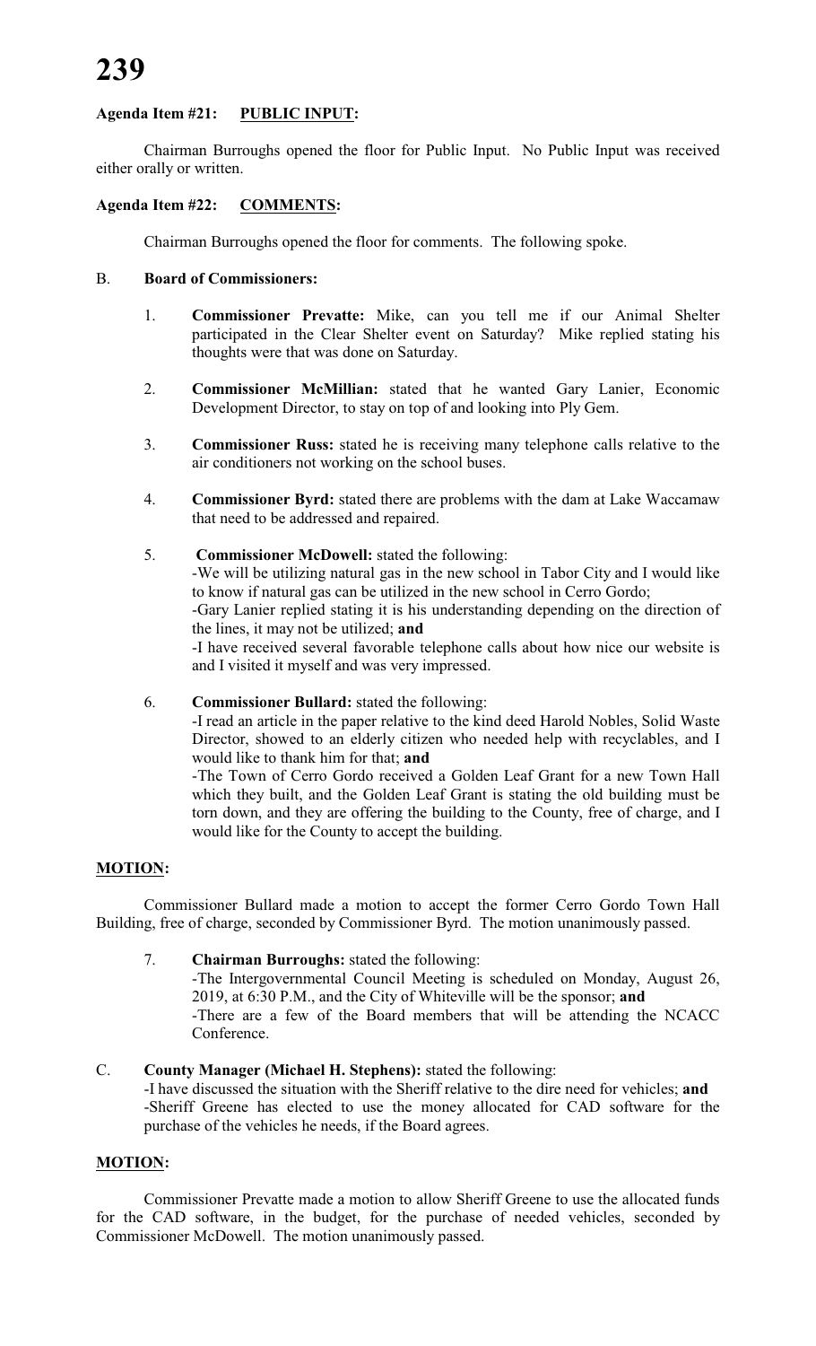**Agenda Item #21: PUBLIC INPUT:**

Chairman Burroughs opened the floor for Public Input. No Public Input was received either orally or written.

**Agenda Item #22: COMMENTS:**

Chairman Burroughs opened the floor for comments. The following spoke.

B. **Board of Commissioners:**

1. **Commissioner Prevatte:** Mike, can you tell me if our Animal Shelter participated in the Clear Shelter event on Saturday? Mike replied stating his thoughts were that was done on Saturday.

2. **Commissioner McMillian:** stated that he wanted Gary Lanier, Economic Development Director, to stay on top of and looking into Ply Gem.

3. **Commissioner Russ:** stated he is receiving many telephone calls relative to the air conditioners not working on the school buses.

4. **Commissioner Byrd:** stated there are problems with the dam at Lake Waccamaw that need to be addressed and repaired.

5. **Commissioner McDowell:** stated the following:
   -We will be utilizing natural gas in the new school in Tabor City and I would like to know if natural gas can be utilized in the new school in Cerro Gordo;
   -Gary Lanier replied stating it is his understanding depending on the direction of the lines, it may not be utilized; **and**
   -I have received several favorable telephone calls about how nice our website is and I visited it myself and was very impressed.

6. **Commissioner Bullard:** stated the following:
   -I read an article in the paper relative to the kind deed Harold Nobles, Solid Waste Director, showed to an elderly citizen who needed help with recyclables, and I would like to thank him for that; **and**
   -The Town of Cerro Gordo received a Golden Leaf Grant for a new Town Hall which they built, and the Golden Leaf Grant is stating the old building must be torn down, and they are offering the building to the County, free of charge, and I would like for the County to accept the building.

**MOTION:**

Commissioner Bullard made a motion to accept the former Cerro Gordo Town Hall Building, free of charge, seconded by Commissioner Byrd. The motion unanimously passed.

7. **Chairman Burroughs:** stated the following:
   -The Intergovernmental Council Meeting is scheduled on Monday, August 26, 2019, at 6:30 P.M., and the City of Whiteville will be the sponsor; **and**
   -There are a few of the Board members that will be attending the NCACC Conference.

C. **County Manager (Michael H. Stephens):** stated the following:
   -I have discussed the situation with the Sheriff relative to the dire need for vehicles; **and**
   -Sheriff Greene has elected to use the money allocated for CAD software for the purchase of the vehicles he needs, if the Board agrees.

**MOTION:**

Commissioner Prevatte made a motion to allow Sheriff Greene to use the allocated funds for the CAD software, in the budget, for the purchase of needed vehicles, seconded by Commissioner McDowell. The motion unanimously passed.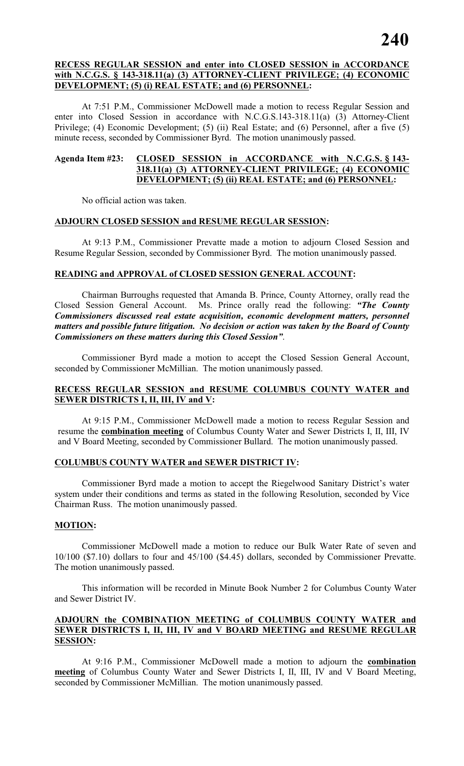**RECESS REGULAR SESSION and enter into CLOSED SESSION in ACCORDANCE with N.C.G.S. § 143-318.11(a) (3) ATTORNEY-CLIENT PRIVILEGE; (4) ECONOMIC DEVELOPMENT; (5) (i) REAL ESTATE; and (6) PERSONNEL:**

At 7:51 P.M., Commissioner McDowell made a motion to recess Regular Session and enter into Closed Session in accordance with N.C.G.S.143-318.11(a) (3) Attorney-Client Privilege; (4) Economic Development; (5) (ii) Real Estate; and (6) Personnel, after a five (5) minute recess, seconded by Commissioner Byrd. The motion unanimously passed.

**Agenda Item #23: CLOSED SESSION in ACCORDANCE with N.C.G.S. § 143-318.11(a) (3) ATTORNEY-CLIENT PRIVILEGE; (4) ECONOMIC DEVELOPMENT; (5) (ii) REAL ESTATE; and (6) PERSONNEL:**

No official action was taken.

**ADJOURN CLOSED SESSION and RESUME REGULAR SESSION:**

At 9:13 P.M., Commissioner Prevatte made a motion to adjourn Closed Session and Resume Regular Session, seconded by Commissioner Byrd. The motion unanimously passed.

**READING and APPROVAL of CLOSED SESSION GENERAL ACCOUNT:**

Chairman Burroughs requested that Amanda B. Prince, County Attorney, orally read the Closed Session General Account. Ms. Prince orally read the following: ***"The County Commissioners discussed real estate acquisition, economic development matters, personnel matters and possible future litigation. No decision or action was taken by the Board of County Commissioners on these matters during this Closed Session"***.

Commissioner Byrd made a motion to accept the Closed Session General Account, seconded by Commissioner McMillian. The motion unanimously passed.

**RECESS REGULAR SESSION and RESUME COLUMBUS COUNTY WATER and SEWER DISTRICTS I, II, III, IV and V:**

At 9:15 P.M., Commissioner McDowell made a motion to recess Regular Session and resume the **combination meeting** of Columbus County Water and Sewer Districts I, II, III, IV and V Board Meeting, seconded by Commissioner Bullard. The motion unanimously passed.

**COLUMBUS COUNTY WATER and SEWER DISTRICT IV:**

Commissioner Byrd made a motion to accept the Riegelwood Sanitary District's water system under their conditions and terms as stated in the following Resolution, seconded by Vice Chairman Russ. The motion unanimously passed.

**MOTION:**

Commissioner McDowell made a motion to reduce our Bulk Water Rate of seven and 10/100 ($7.10) dollars to four and 45/100 ($4.45) dollars, seconded by Commissioner Prevatte. The motion unanimously passed.

This information will be recorded in Minute Book Number 2 for Columbus County Water and Sewer District IV.

**ADJOURN the COMBINATION MEETING of COLUMBUS COUNTY WATER and SEWER DISTRICTS I, II, III, IV and V BOARD MEETING and RESUME REGULAR SESSION:**

At 9:16 P.M., Commissioner McDowell made a motion to adjourn the **combination meeting** of Columbus County Water and Sewer Districts I, II, III, IV and V Board Meeting, seconded by Commissioner McMillian. The motion unanimously passed.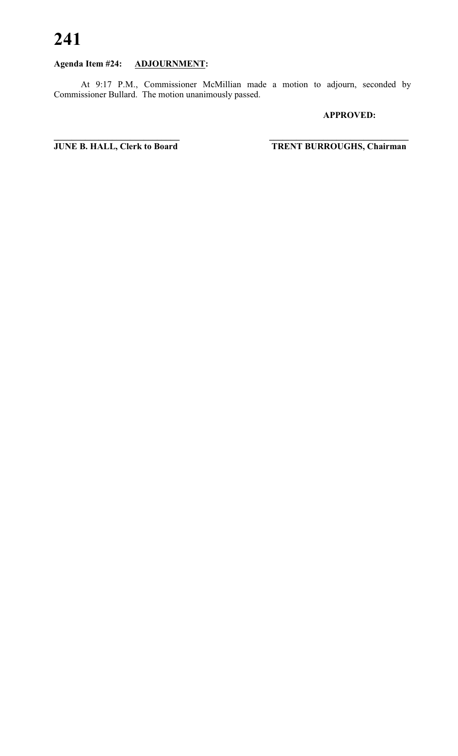**Agenda Item #24: ADJOURNMENT:**

At 9:17 P.M., Commissioner McMillian made a motion to adjourn, seconded by Commissioner Bullard. The motion unanimously passed.

**APPROVED:**

| _____________________________ | _____________________________ |
|---|---|
| **JUNE B. HALL, Clerk to Board** | **TRENT BURROUGHS, Chairman** |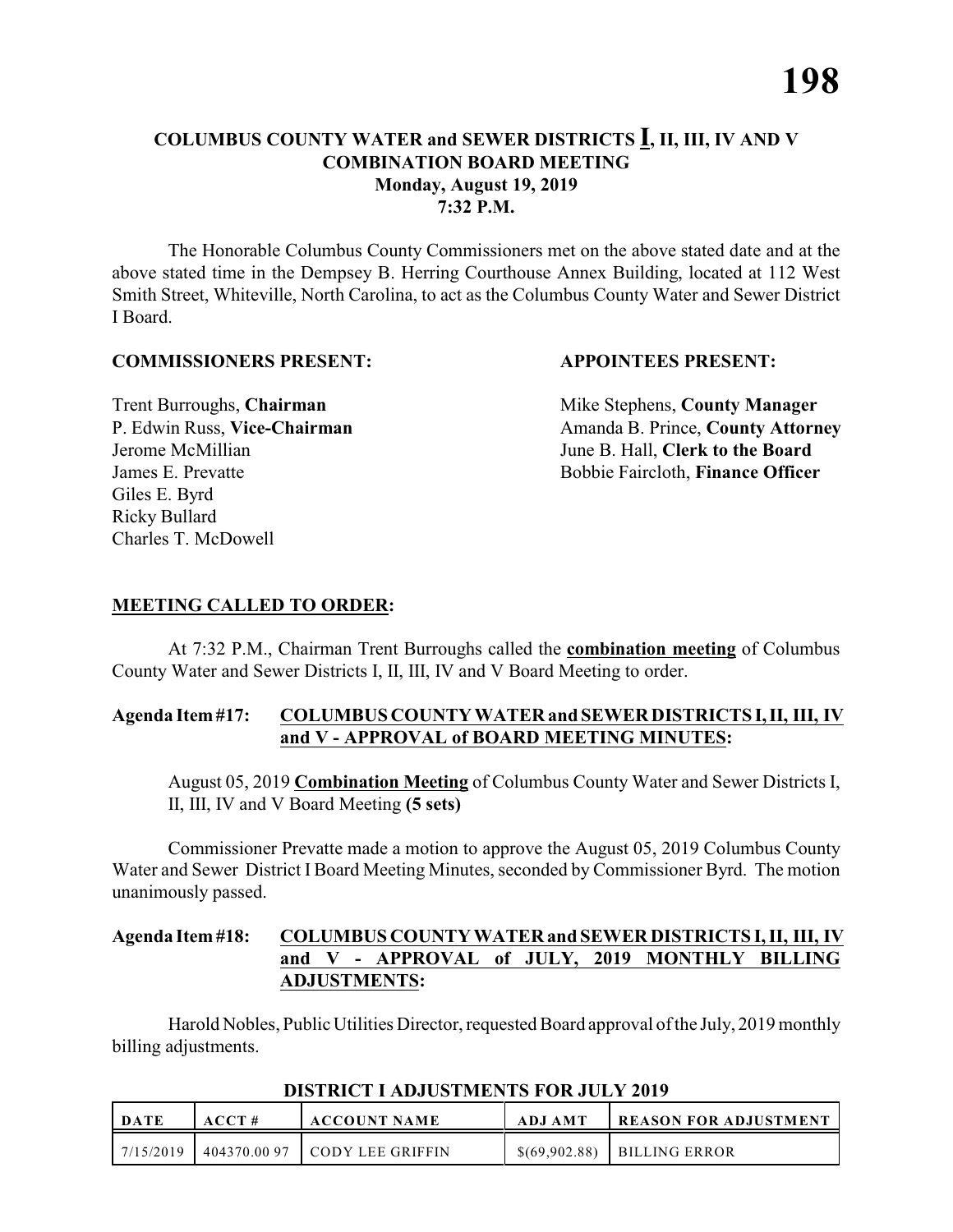# COLUMBUS COUNTY WATER and SEWER DISTRICTS I, II, III, IV AND V COMBINATION BOARD MEETING

**Monday, August 19, 2019**
**7:32 P.M.**

The Honorable Columbus County Commissioners met on the above stated date and at the above stated time in the Dempsey B. Herring Courthouse Annex Building, located at 112 West Smith Street, Whiteville, North Carolina, to act as the Columbus County Water and Sewer District I Board.

**COMMISSIONERS PRESENT:**

Trent Burroughs, **Chairman**
P. Edwin Russ, **Vice-Chairman**
Jerome McMillian
James E. Prevatte
Giles E. Byrd
Ricky Bullard
Charles T. McDowell

**APPOINTEES PRESENT:**

Mike Stephens, **County Manager**
Amanda B. Prince, **County Attorney**
June B. Hall, **Clerk to the Board**
Bobbie Faircloth, **Finance Officer**

**MEETING CALLED TO ORDER:**

At 7:32 P.M., Chairman Trent Burroughs called the **combination meeting** of Columbus County Water and Sewer Districts I, II, III, IV and V Board Meeting to order.

**Agenda Item #17: COLUMBUS COUNTY WATER and SEWER DISTRICTS I, II, III, IV and V - APPROVAL of BOARD MEETING MINUTES:**

August 05, 2019 **Combination Meeting** of Columbus County Water and Sewer Districts I, II, III, IV and V Board Meeting **(5 sets)**

Commissioner Prevatte made a motion to approve the August 05, 2019 Columbus County Water and Sewer District I Board Meeting Minutes, seconded by Commissioner Byrd. The motion unanimously passed.

**Agenda Item #18: COLUMBUS COUNTY WATER and SEWER DISTRICTS I, II, III, IV and V - APPROVAL of JULY, 2019 MONTHLY BILLING ADJUSTMENTS:**

Harold Nobles, Public Utilities Director, requested Board approval of the July, 2019 monthly billing adjustments.

**DISTRICT I ADJUSTMENTS FOR JULY 2019**

| DATE | ACCT # | ACCOUNT NAME | ADJ AMT | REASON FOR ADJUSTMENT |
|---|---|---|---|---|
| 7/15/2019 | 404370.00 97 | CODY LEE GRIFFIN | $(69,902.88) | BILLING ERROR |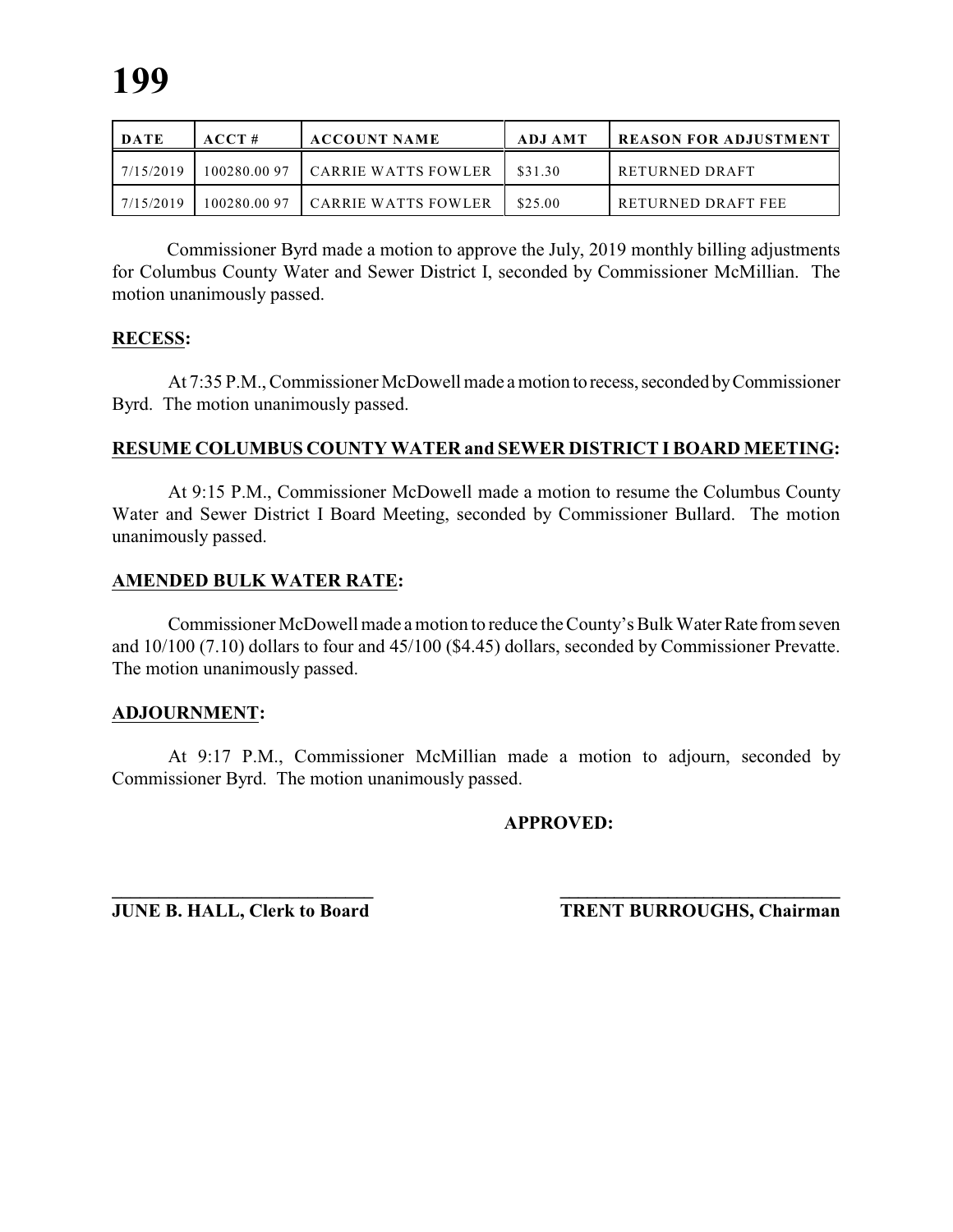| DATE | ACCT # | ACCOUNT NAME | ADJ AMT | REASON FOR ADJUSTMENT |
|---|---|---|---|---|
| 7/15/2019 | 100280.00 97 | CARRIE WATTS FOWLER | $31.30 | RETURNED DRAFT |
| 7/15/2019 | 100280.00 97 | CARRIE WATTS FOWLER | $25.00 | RETURNED DRAFT FEE |

Commissioner Byrd made a motion to approve the July, 2019 monthly billing adjustments for Columbus County Water and Sewer District I, seconded by Commissioner McMillian. The motion unanimously passed.

**RECESS:**

At 7:35 P.M., Commissioner McDowell made a motion to recess, seconded by Commissioner Byrd. The motion unanimously passed.

**RESUME COLUMBUS COUNTY WATER and SEWER DISTRICT I BOARD MEETING:**

At 9:15 P.M., Commissioner McDowell made a motion to resume the Columbus County Water and Sewer District I Board Meeting, seconded by Commissioner Bullard. The motion unanimously passed.

**AMENDED BULK WATER RATE:**

Commissioner McDowell made a motion to reduce the County's Bulk Water Rate from seven and 10/100 (7.10) dollars to four and 45/100 ($4.45) dollars, seconded by Commissioner Prevatte. The motion unanimously passed.

**ADJOURNMENT:**

At 9:17 P.M., Commissioner McMillian made a motion to adjourn, seconded by Commissioner Byrd. The motion unanimously passed.

**APPROVED:**

**JUNE B. HALL, Clerk to Board** | **TRENT BURROUGHS, Chairman**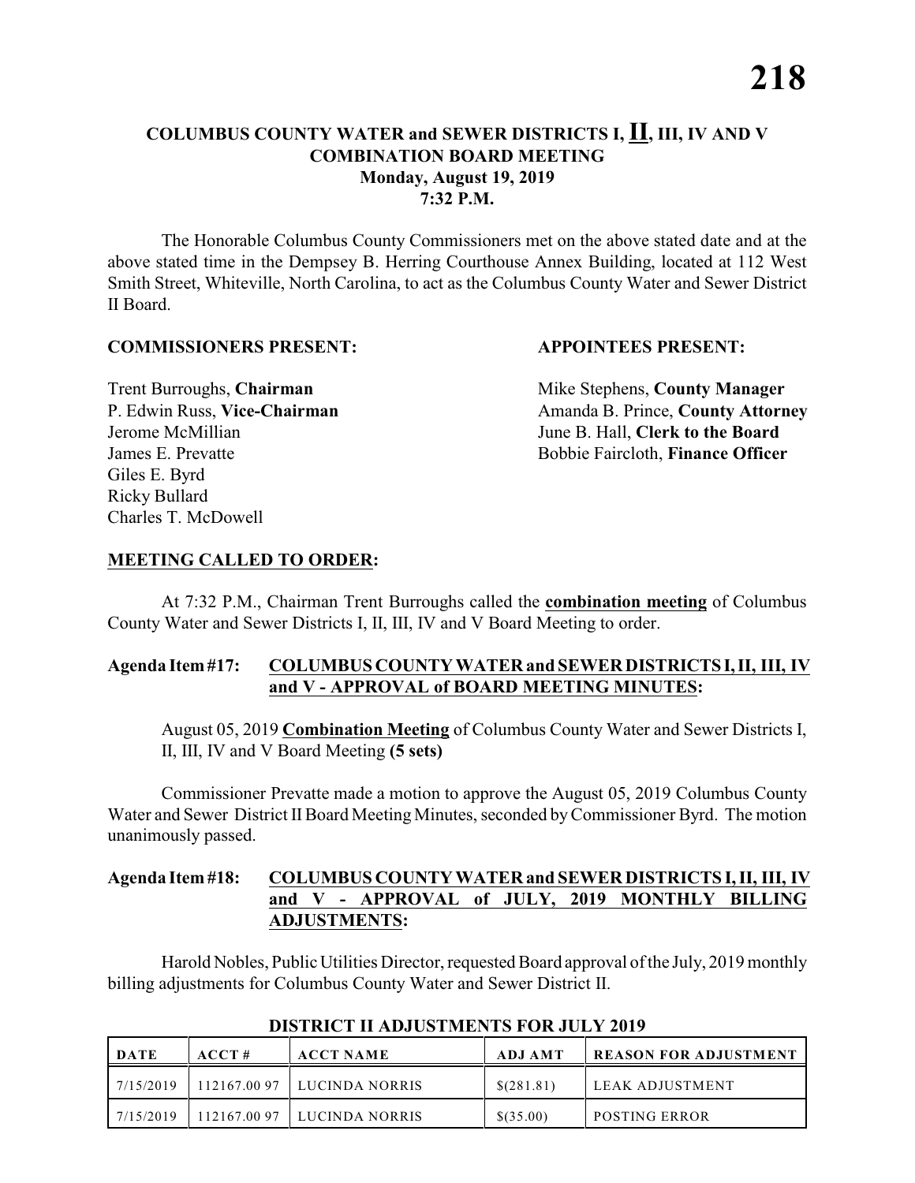# COLUMBUS COUNTY WATER and SEWER DISTRICTS I, II, III, IV AND V COMBINATION BOARD MEETING
## Monday, August 19, 2019
## 7:32 P.M.

The Honorable Columbus County Commissioners met on the above stated date and at the above stated time in the Dempsey B. Herring Courthouse Annex Building, located at 112 West Smith Street, Whiteville, North Carolina, to act as the Columbus County Water and Sewer District II Board.

**COMMISSIONERS PRESENT:**

Trent Burroughs, **Chairman**
P. Edwin Russ, **Vice-Chairman**
Jerome McMillian
James E. Prevatte
Giles E. Byrd
Ricky Bullard
Charles T. McDowell

**APPOINTEES PRESENT:**

Mike Stephens, **County Manager**
Amanda B. Prince, **County Attorney**
June B. Hall, **Clerk to the Board**
Bobbie Faircloth, **Finance Officer**

**MEETING CALLED TO ORDER:**

At 7:32 P.M., Chairman Trent Burroughs called the **combination meeting** of Columbus County Water and Sewer Districts I, II, III, IV and V Board Meeting to order.

**Agenda Item #17: COLUMBUS COUNTY WATER and SEWER DISTRICTS I, II, III, IV and V - APPROVAL of BOARD MEETING MINUTES:**

August 05, 2019 **Combination Meeting** of Columbus County Water and Sewer Districts I, II, III, IV and V Board Meeting **(5 sets)**

Commissioner Prevatte made a motion to approve the August 05, 2019 Columbus County Water and Sewer District II Board Meeting Minutes, seconded by Commissioner Byrd. The motion unanimously passed.

**Agenda Item #18: COLUMBUS COUNTY WATER and SEWER DISTRICTS I, II, III, IV and V - APPROVAL of JULY, 2019 MONTHLY BILLING ADJUSTMENTS:**

Harold Nobles, Public Utilities Director, requested Board approval of the July, 2019 monthly billing adjustments for Columbus County Water and Sewer District II.

**DISTRICT II ADJUSTMENTS FOR JULY 2019**

| DATE | ACCT # | ACCT NAME | ADJ AMT | REASON FOR ADJUSTMENT |
|---|---|---|---|---|
| 7/15/2019 | 112167.00 97 | LUCINDA NORRIS | $(281.81) | LEAK ADJUSTMENT |
| 7/15/2019 | 112167.00 97 | LUCINDA NORRIS | $(35.00) | POSTING ERROR |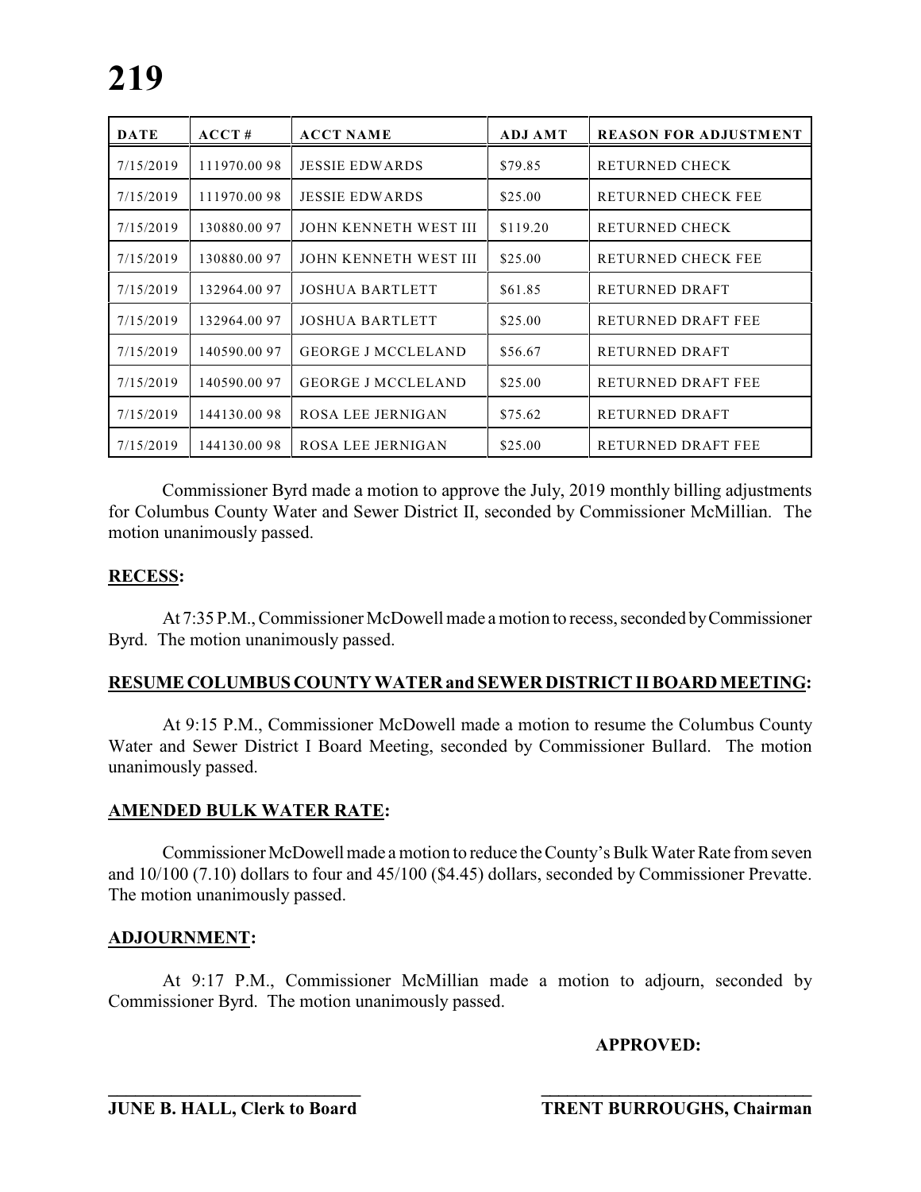| DATE | ACCT # | ACCT NAME | ADJ AMT | REASON FOR ADJUSTMENT |
|---|---|---|---|---|
| 7/15/2019 | 111970.00 98 | JESSIE EDWARDS | $79.85 | RETURNED CHECK |
| 7/15/2019 | 111970.00 98 | JESSIE EDWARDS | $25.00 | RETURNED CHECK FEE |
| 7/15/2019 | 130880.00 97 | JOHN KENNETH WEST III | $119.20 | RETURNED CHECK |
| 7/15/2019 | 130880.00 97 | JOHN KENNETH WEST III | $25.00 | RETURNED CHECK FEE |
| 7/15/2019 | 132964.00 97 | JOSHUA BARTLETT | $61.85 | RETURNED DRAFT |
| 7/15/2019 | 132964.00 97 | JOSHUA BARTLETT | $25.00 | RETURNED DRAFT FEE |
| 7/15/2019 | 140590.00 97 | GEORGE J MCCLELAND | $56.67 | RETURNED DRAFT |
| 7/15/2019 | 140590.00 97 | GEORGE J MCCLELAND | $25.00 | RETURNED DRAFT FEE |
| 7/15/2019 | 144130.00 98 | ROSA LEE JERNIGAN | $75.62 | RETURNED DRAFT |
| 7/15/2019 | 144130.00 98 | ROSA LEE JERNIGAN | $25.00 | RETURNED DRAFT FEE |

Commissioner Byrd made a motion to approve the July, 2019 monthly billing adjustments for Columbus County Water and Sewer District II, seconded by Commissioner McMillian. The motion unanimously passed.

**RECESS:**

At 7:35 P.M., Commissioner McDowell made a motion to recess, seconded by Commissioner Byrd. The motion unanimously passed.

**RESUME COLUMBUS COUNTY WATER and SEWER DISTRICT II BOARD MEETING:**

At 9:15 P.M., Commissioner McDowell made a motion to resume the Columbus County Water and Sewer District I Board Meeting, seconded by Commissioner Bullard. The motion unanimously passed.

**AMENDED BULK WATER RATE:**

Commissioner McDowell made a motion to reduce the County's Bulk Water Rate from seven and 10/100 (7.10) dollars to four and 45/100 ($4.45) dollars, seconded by Commissioner Prevatte. The motion unanimously passed.

**ADJOURNMENT:**

At 9:17 P.M., Commissioner McMillian made a motion to adjourn, seconded by Commissioner Byrd. The motion unanimously passed.

**APPROVED:**

\_\_\_\_\_\_\_\_\_\_\_\_\_\_\_\_\_\_\_\_\_\_\_\_\_\_\_\_ \_\_\_\_\_\_\_\_\_\_\_\_\_\_\_\_\_\_\_\_\_\_\_\_\_\_\_\_\_\_\_\_

**JUNE B. HALL, Clerk to Board** **TRENT BURROUGHS, Chairman**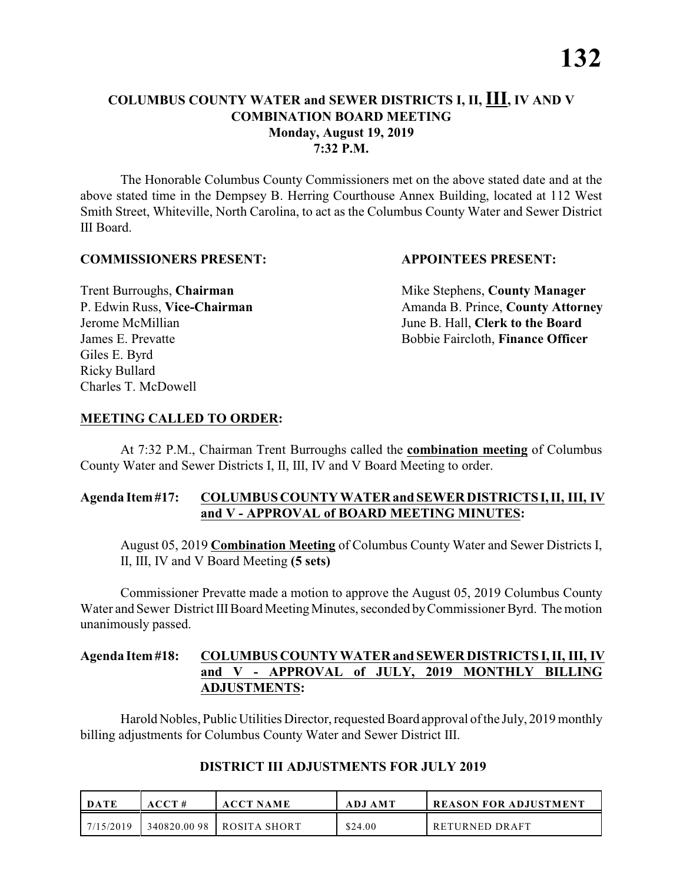# COLUMBUS COUNTY WATER and SEWER DISTRICTS I, II, III, IV AND V COMBINATION BOARD MEETING

**Monday, August 19, 2019**
**7:32 P.M.**

The Honorable Columbus County Commissioners met on the above stated date and at the above stated time in the Dempsey B. Herring Courthouse Annex Building, located at 112 West Smith Street, Whiteville, North Carolina, to act as the Columbus County Water and Sewer District III Board.

**COMMISSIONERS PRESENT:**

Trent Burroughs, **Chairman**
P. Edwin Russ, **Vice-Chairman**
Jerome McMillian
James E. Prevatte
Giles E. Byrd
Ricky Bullard
Charles T. McDowell

**APPOINTEES PRESENT:**

Mike Stephens, **County Manager**
Amanda B. Prince, **County Attorney**
June B. Hall, **Clerk to the Board**
Bobbie Faircloth, **Finance Officer**

**MEETING CALLED TO ORDER:**

At 7:32 P.M., Chairman Trent Burroughs called the **combination meeting** of Columbus County Water and Sewer Districts I, II, III, IV and V Board Meeting to order.

**Agenda Item #17: COLUMBUS COUNTY WATER and SEWER DISTRICTS I, II, III, IV and V - APPROVAL of BOARD MEETING MINUTES:**

August 05, 2019 **Combination Meeting** of Columbus County Water and Sewer Districts I, II, III, IV and V Board Meeting **(5 sets)**

Commissioner Prevatte made a motion to approve the August 05, 2019 Columbus County Water and Sewer District III Board Meeting Minutes, seconded by Commissioner Byrd. The motion unanimously passed.

**Agenda Item #18: COLUMBUS COUNTY WATER and SEWER DISTRICTS I, II, III, IV and V - APPROVAL of JULY, 2019 MONTHLY BILLING ADJUSTMENTS:**

Harold Nobles, Public Utilities Director, requested Board approval of the July, 2019 monthly billing adjustments for Columbus County Water and Sewer District III.

**DISTRICT III ADJUSTMENTS FOR JULY 2019**

| DATE | ACCT # | ACCT NAME | ADJ AMT | REASON FOR ADJUSTMENT |
|---|---|---|---|---|
| 7/15/2019 | 340820.00 98 | ROSITA SHORT | $24.00 | RETURNED DRAFT |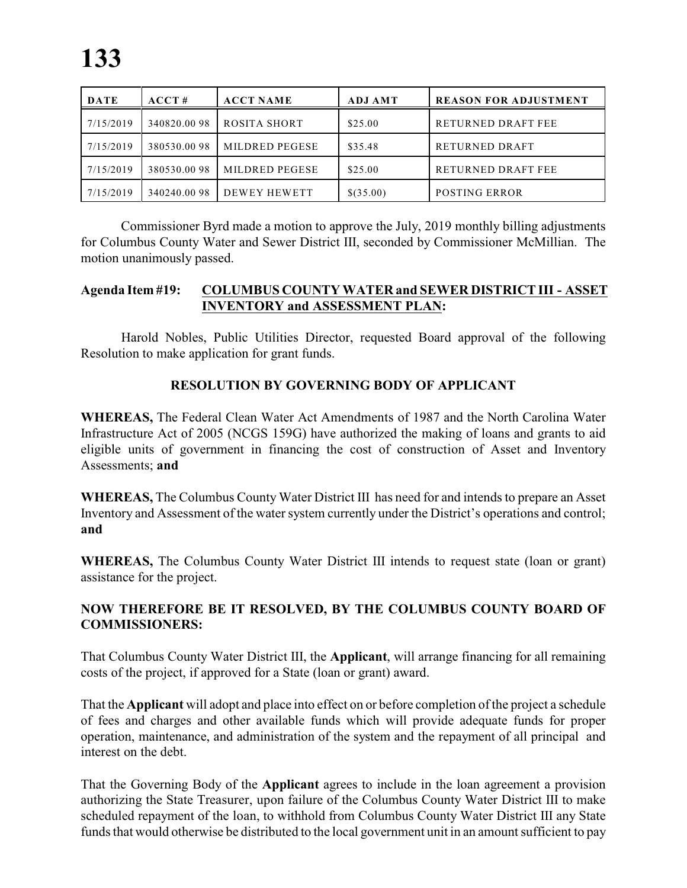| DATE | ACCT # | ACCT NAME | ADJ AMT | REASON FOR ADJUSTMENT |
|---|---|---|---|---|
| 7/15/2019 | 340820.00 98 | ROSITA SHORT | $25.00 | RETURNED DRAFT FEE |
| 7/15/2019 | 380530.00 98 | MILDRED PEGESE | $35.48 | RETURNED DRAFT |
| 7/15/2019 | 380530.00 98 | MILDRED PEGESE | $25.00 | RETURNED DRAFT FEE |
| 7/15/2019 | 340240.00 98 | DEWEY HEWETT | $(35.00) | POSTING ERROR |

Commissioner Byrd made a motion to approve the July, 2019 monthly billing adjustments for Columbus County Water and Sewer District III, seconded by Commissioner McMillian. The motion unanimously passed.

**Agenda Item #19: COLUMBUS COUNTY WATER and SEWER DISTRICT III - ASSET INVENTORY and ASSESSMENT PLAN:**

Harold Nobles, Public Utilities Director, requested Board approval of the following Resolution to make application for grant funds.

**RESOLUTION BY GOVERNING BODY OF APPLICANT**

**WHEREAS,** The Federal Clean Water Act Amendments of 1987 and the North Carolina Water Infrastructure Act of 2005 (NCGS 159G) have authorized the making of loans and grants to aid eligible units of government in financing the cost of construction of Asset and Inventory Assessments; **and**

**WHEREAS,** The Columbus County Water District III has need for and intends to prepare an Asset Inventory and Assessment of the water system currently under the District's operations and control; **and**

**WHEREAS,** The Columbus County Water District III intends to request state (loan or grant) assistance for the project.

**NOW THEREFORE BE IT RESOLVED, BY THE COLUMBUS COUNTY BOARD OF COMMISSIONERS:**

That Columbus County Water District III, the **Applicant**, will arrange financing for all remaining costs of the project, if approved for a State (loan or grant) award.

That the **Applicant** will adopt and place into effect on or before completion of the project a schedule of fees and charges and other available funds which will provide adequate funds for proper operation, maintenance, and administration of the system and the repayment of all principal and interest on the debt.

That the Governing Body of the **Applicant** agrees to include in the loan agreement a provision authorizing the State Treasurer, upon failure of the Columbus County Water District III to make scheduled repayment of the loan, to withhold from Columbus County Water District III any State funds that would otherwise be distributed to the local government unit in an amount sufficient to pay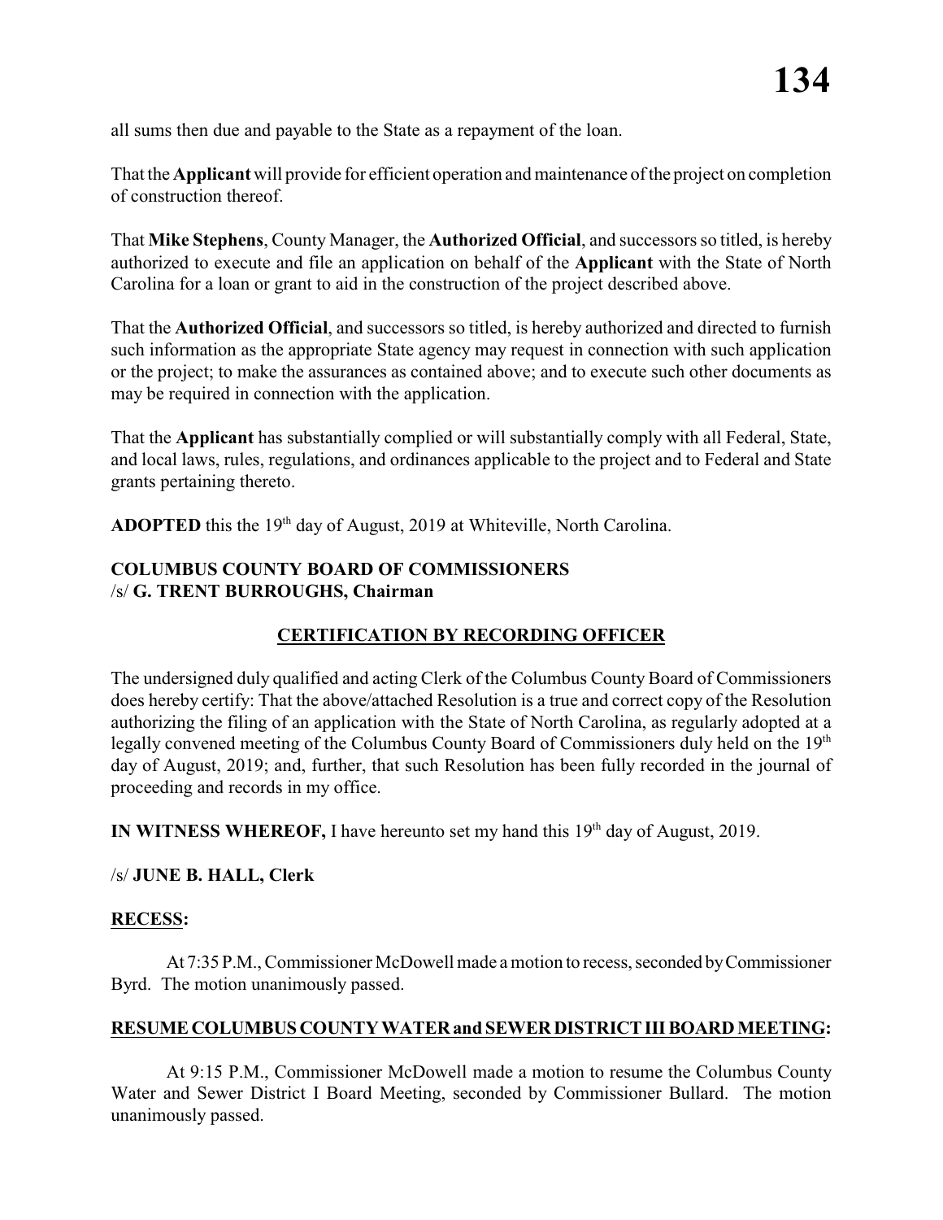all sums then due and payable to the State as a repayment of the loan.

That the **Applicant** will provide for efficient operation and maintenance of the project on completion of construction thereof.

That **Mike Stephens**, County Manager, the **Authorized Official**, and successors so titled, is hereby authorized to execute and file an application on behalf of the **Applicant** with the State of North Carolina for a loan or grant to aid in the construction of the project described above.

That the **Authorized Official**, and successors so titled, is hereby authorized and directed to furnish such information as the appropriate State agency may request in connection with such application or the project; to make the assurances as contained above; and to execute such other documents as may be required in connection with the application.

That the **Applicant** has substantially complied or will substantially comply with all Federal, State, and local laws, rules, regulations, and ordinances applicable to the project and to Federal and State grants pertaining thereto.

**ADOPTED** this the 19th day of August, 2019 at Whiteville, North Carolina.

**COLUMBUS COUNTY BOARD OF COMMISSIONERS**
/s/ **G. TRENT BURROUGHS, Chairman**

## CERTIFICATION BY RECORDING OFFICER

The undersigned duly qualified and acting Clerk of the Columbus County Board of Commissioners does hereby certify: That the above/attached Resolution is a true and correct copy of the Resolution authorizing the filing of an application with the State of North Carolina, as regularly adopted at a legally convened meeting of the Columbus County Board of Commissioners duly held on the 19th day of August, 2019; and, further, that such Resolution has been fully recorded in the journal of proceeding and records in my office.

**IN WITNESS WHEREOF,** I have hereunto set my hand this 19th day of August, 2019.

/s/ **JUNE B. HALL, Clerk**

**RECESS:**

At 7:35 P.M., Commissioner McDowell made a motion to recess, seconded by Commissioner Byrd. The motion unanimously passed.

**RESUME COLUMBUS COUNTY WATER and SEWER DISTRICT III BOARD MEETING:**

At 9:15 P.M., Commissioner McDowell made a motion to resume the Columbus County Water and Sewer District I Board Meeting, seconded by Commissioner Bullard. The motion unanimously passed.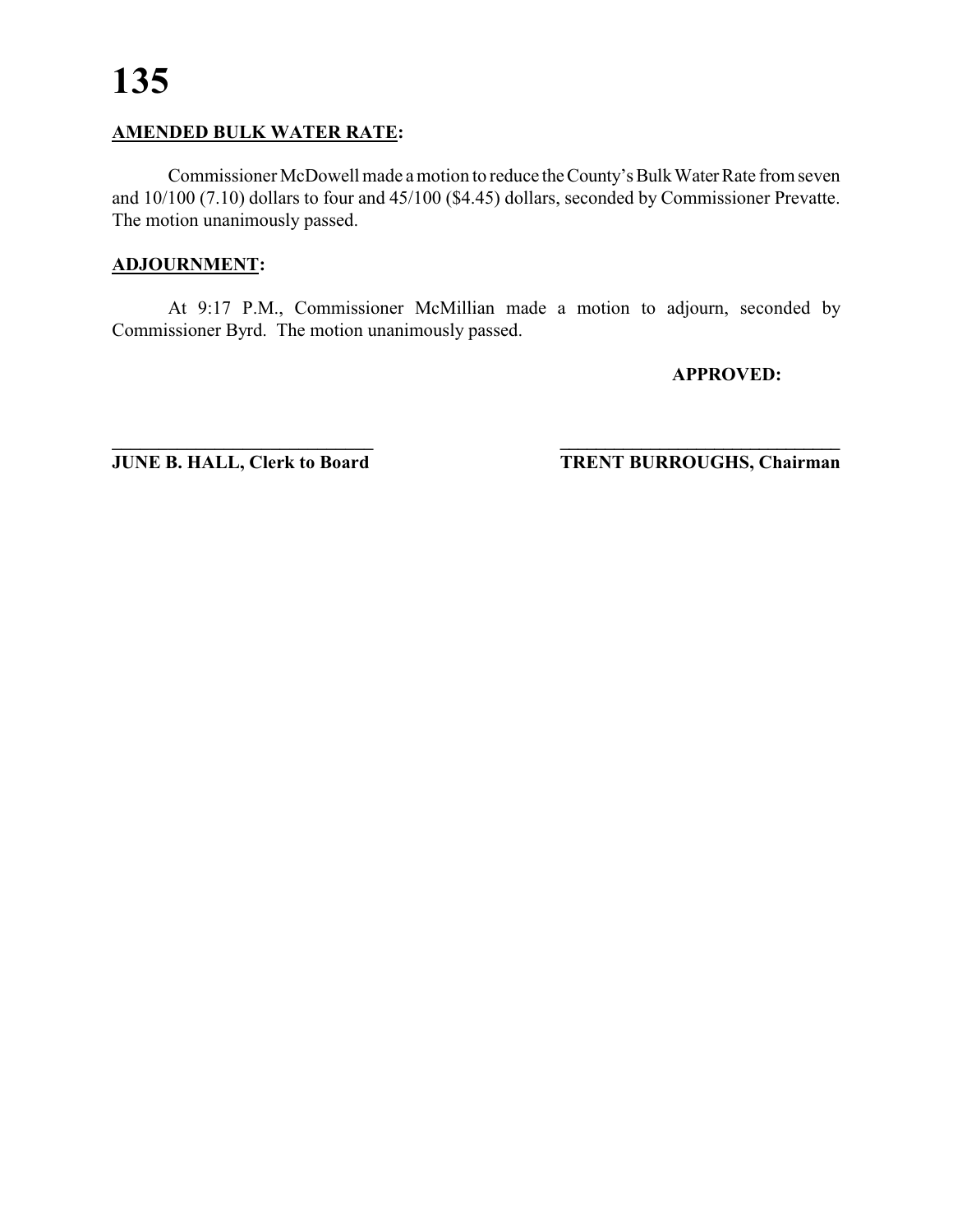**AMENDED BULK WATER RATE:**

Commissioner McDowell made a motion to reduce the County's Bulk Water Rate from seven and 10/100 (7.10) dollars to four and 45/100 ($4.45) dollars, seconded by Commissioner Prevatte. The motion unanimously passed.

**ADJOURNMENT:**

At 9:17 P.M., Commissioner McMillian made a motion to adjourn, seconded by Commissioner Byrd. The motion unanimously passed.

**APPROVED:**

______________________________ ________________________________

**JUNE B. HALL, Clerk to Board** **TRENT BURROUGHS, Chairman**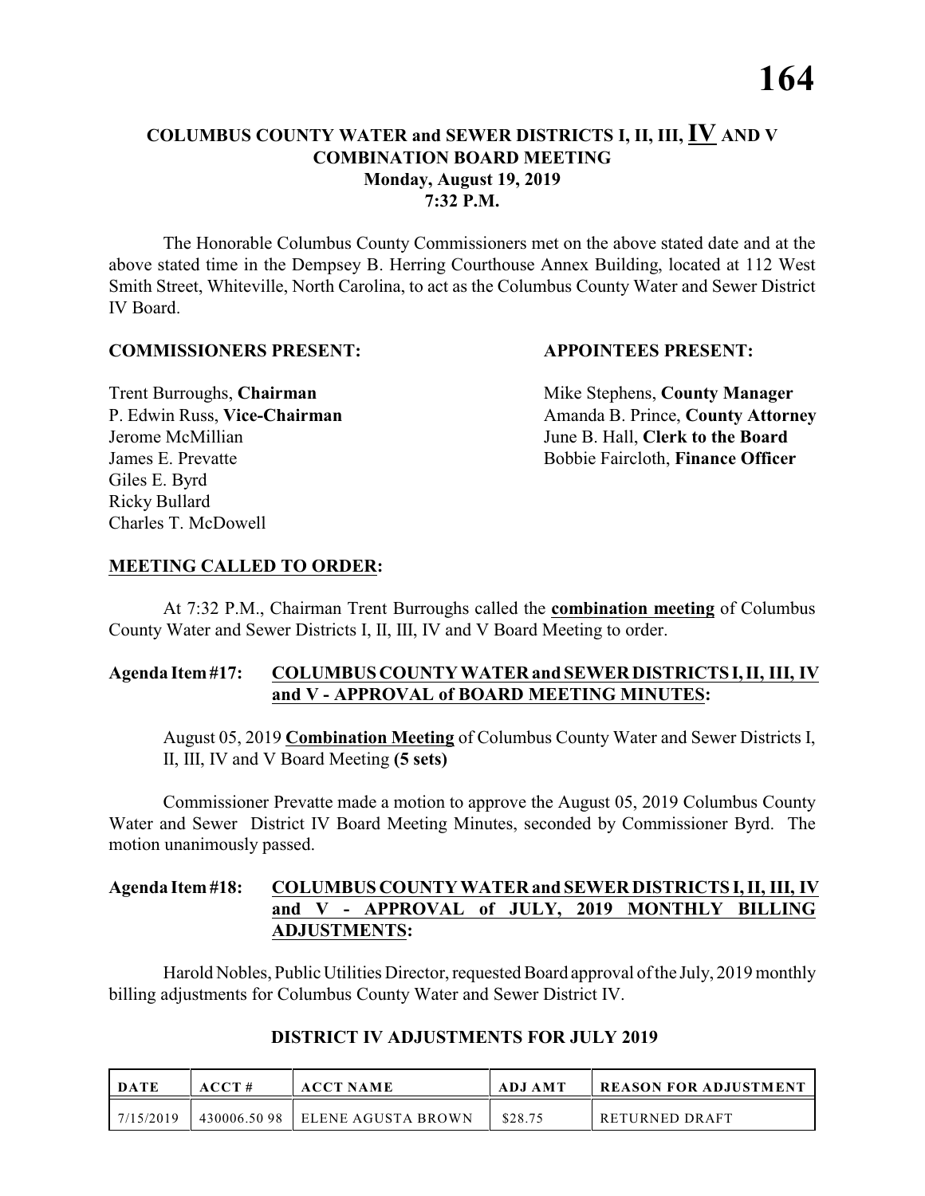# COLUMBUS COUNTY WATER and SEWER DISTRICTS I, II, III, IV AND V COMBINATION BOARD MEETING
## Monday, August 19, 2019
## 7:32 P.M.

The Honorable Columbus County Commissioners met on the above stated date and at the above stated time in the Dempsey B. Herring Courthouse Annex Building, located at 112 West Smith Street, Whiteville, North Carolina, to act as the Columbus County Water and Sewer District IV Board.

**COMMISSIONERS PRESENT:**

Trent Burroughs, **Chairman**
P. Edwin Russ, **Vice-Chairman**
Jerome McMillian
James E. Prevatte
Giles E. Byrd
Ricky Bullard
Charles T. McDowell

**APPOINTEES PRESENT:**

Mike Stephens, **County Manager**
Amanda B. Prince, **County Attorney**
June B. Hall, **Clerk to the Board**
Bobbie Faircloth, **Finance Officer**

**MEETING CALLED TO ORDER:**

At 7:32 P.M., Chairman Trent Burroughs called the **combination meeting** of Columbus County Water and Sewer Districts I, II, III, IV and V Board Meeting to order.

**Agenda Item #17: COLUMBUS COUNTY WATER and SEWER DISTRICTS I, II, III, IV and V - APPROVAL of BOARD MEETING MINUTES:**

August 05, 2019 **Combination Meeting** of Columbus County Water and Sewer Districts I, II, III, IV and V Board Meeting **(5 sets)**

Commissioner Prevatte made a motion to approve the August 05, 2019 Columbus County Water and Sewer District IV Board Meeting Minutes, seconded by Commissioner Byrd. The motion unanimously passed.

**Agenda Item #18: COLUMBUS COUNTY WATER and SEWER DISTRICTS I, II, III, IV and V - APPROVAL of JULY, 2019 MONTHLY BILLING ADJUSTMENTS:**

Harold Nobles, Public Utilities Director, requested Board approval of the July, 2019 monthly billing adjustments for Columbus County Water and Sewer District IV.

**DISTRICT IV ADJUSTMENTS FOR JULY 2019**

| DATE | ACCT # | ACCT NAME | ADJ AMT | REASON FOR ADJUSTMENT |
|---|---|---|---|---|
| 7/15/2019 | 430006.50 98 | ELENE AGUSTA BROWN | $28.75 | RETURNED DRAFT |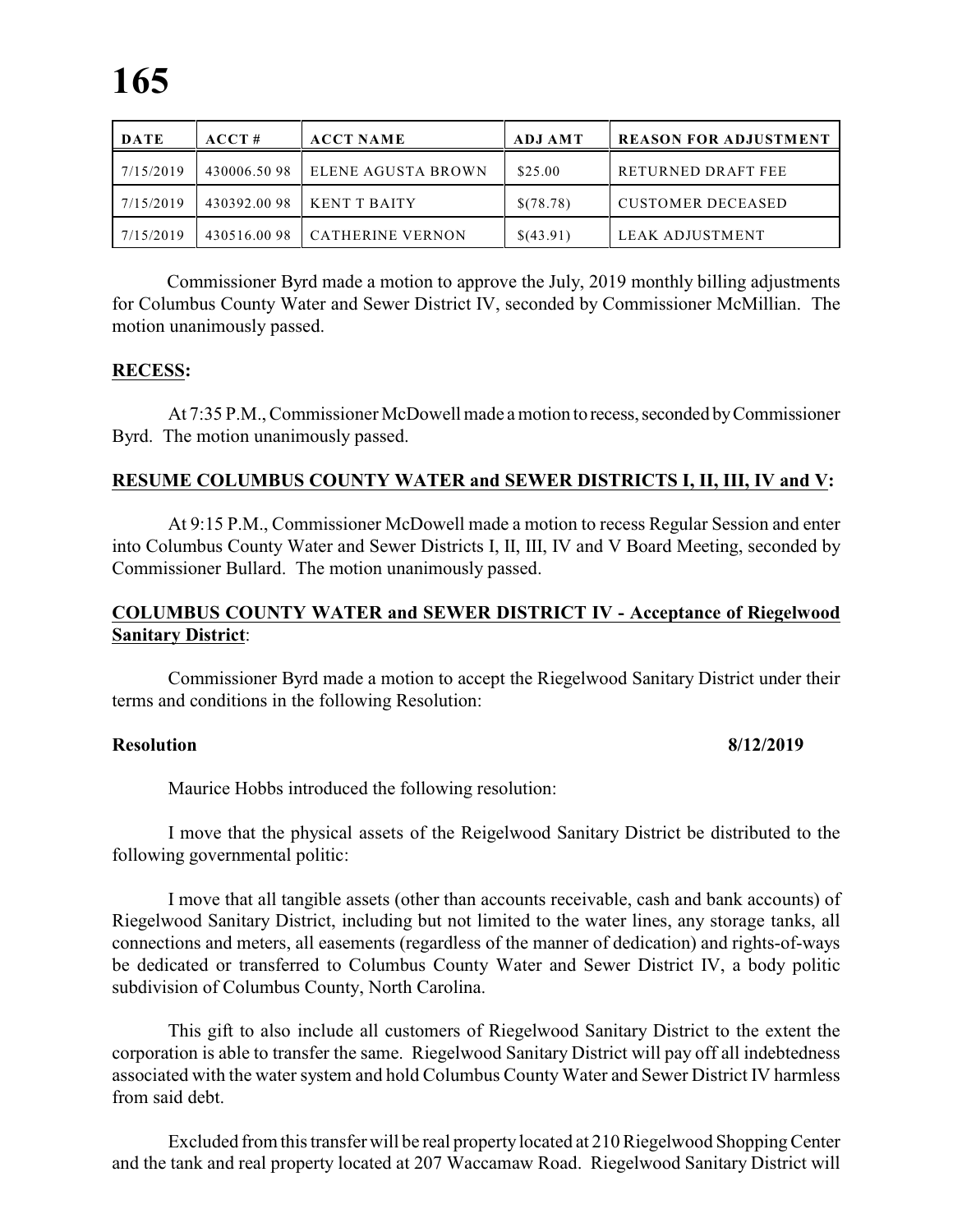| DATE | ACCT # | ACCT NAME | ADJ AMT | REASON FOR ADJUSTMENT |
|---|---|---|---|---|
| 7/15/2019 | 430006.50 98 | ELENE AGUSTA BROWN | $25.00 | RETURNED DRAFT FEE |
| 7/15/2019 | 430392.00 98 | KENT T BAITY | $(78.78) | CUSTOMER DECEASED |
| 7/15/2019 | 430516.00 98 | CATHERINE VERNON | $(43.91) | LEAK ADJUSTMENT |

Commissioner Byrd made a motion to approve the July, 2019 monthly billing adjustments for Columbus County Water and Sewer District IV, seconded by Commissioner McMillian. The motion unanimously passed.

**RECESS:**

At 7:35 P.M., Commissioner McDowell made a motion to recess, seconded by Commissioner Byrd. The motion unanimously passed.

**RESUME COLUMBUS COUNTY WATER and SEWER DISTRICTS I, II, III, IV and V:**

At 9:15 P.M., Commissioner McDowell made a motion to recess Regular Session and enter into Columbus County Water and Sewer Districts I, II, III, IV and V Board Meeting, seconded by Commissioner Bullard. The motion unanimously passed.

**COLUMBUS COUNTY WATER and SEWER DISTRICT IV - Acceptance of Riegelwood Sanitary District:**

Commissioner Byrd made a motion to accept the Riegelwood Sanitary District under their terms and conditions in the following Resolution:

**Resolution** **8/12/2019**

Maurice Hobbs introduced the following resolution:

I move that the physical assets of the Reigelwood Sanitary District be distributed to the following governmental politic:

I move that all tangible assets (other than accounts receivable, cash and bank accounts) of Riegelwood Sanitary District, including but not limited to the water lines, any storage tanks, all connections and meters, all easements (regardless of the manner of dedication) and rights-of-ways be dedicated or transferred to Columbus County Water and Sewer District IV, a body politic subdivision of Columbus County, North Carolina.

This gift to also include all customers of Riegelwood Sanitary District to the extent the corporation is able to transfer the same. Riegelwood Sanitary District will pay off all indebtedness associated with the water system and hold Columbus County Water and Sewer District IV harmless from said debt.

Excluded from this transfer will be real property located at 210 Riegelwood Shopping Center and the tank and real property located at 207 Waccamaw Road. Riegelwood Sanitary District will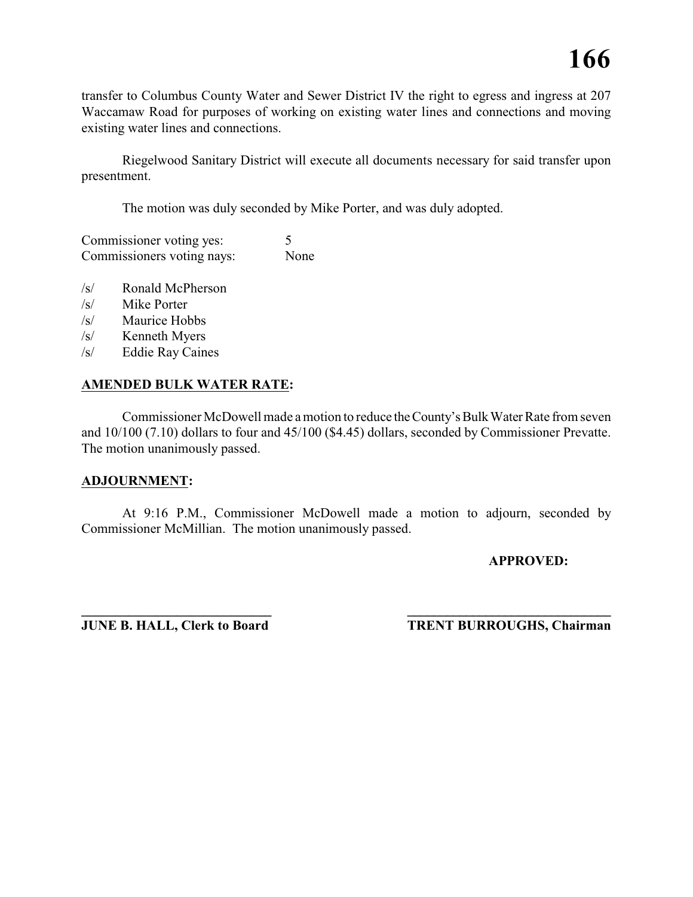transfer to Columbus County Water and Sewer District IV the right to egress and ingress at 207 Waccamaw Road for purposes of working on existing water lines and connections and moving existing water lines and connections.

Riegelwood Sanitary District will execute all documents necessary for said transfer upon presentment.

The motion was duly seconded by Mike Porter, and was duly adopted.

Commissioner voting yes: 5
Commissioners voting nays: None

/s/ Ronald McPherson
/s/ Mike Porter
/s/ Maurice Hobbs
/s/ Kenneth Myers
/s/ Eddie Ray Caines

**AMENDED BULK WATER RATE:**

Commissioner McDowell made a motion to reduce the County's Bulk Water Rate from seven and 10/100 (7.10) dollars to four and 45/100 ($4.45) dollars, seconded by Commissioner Prevatte. The motion unanimously passed.

**ADJOURNMENT:**

At 9:16 P.M., Commissioner McDowell made a motion to adjourn, seconded by Commissioner McMillian. The motion unanimously passed.

**APPROVED:**

**JUNE B. HALL, Clerk to Board** **TRENT BURROUGHS, Chairman**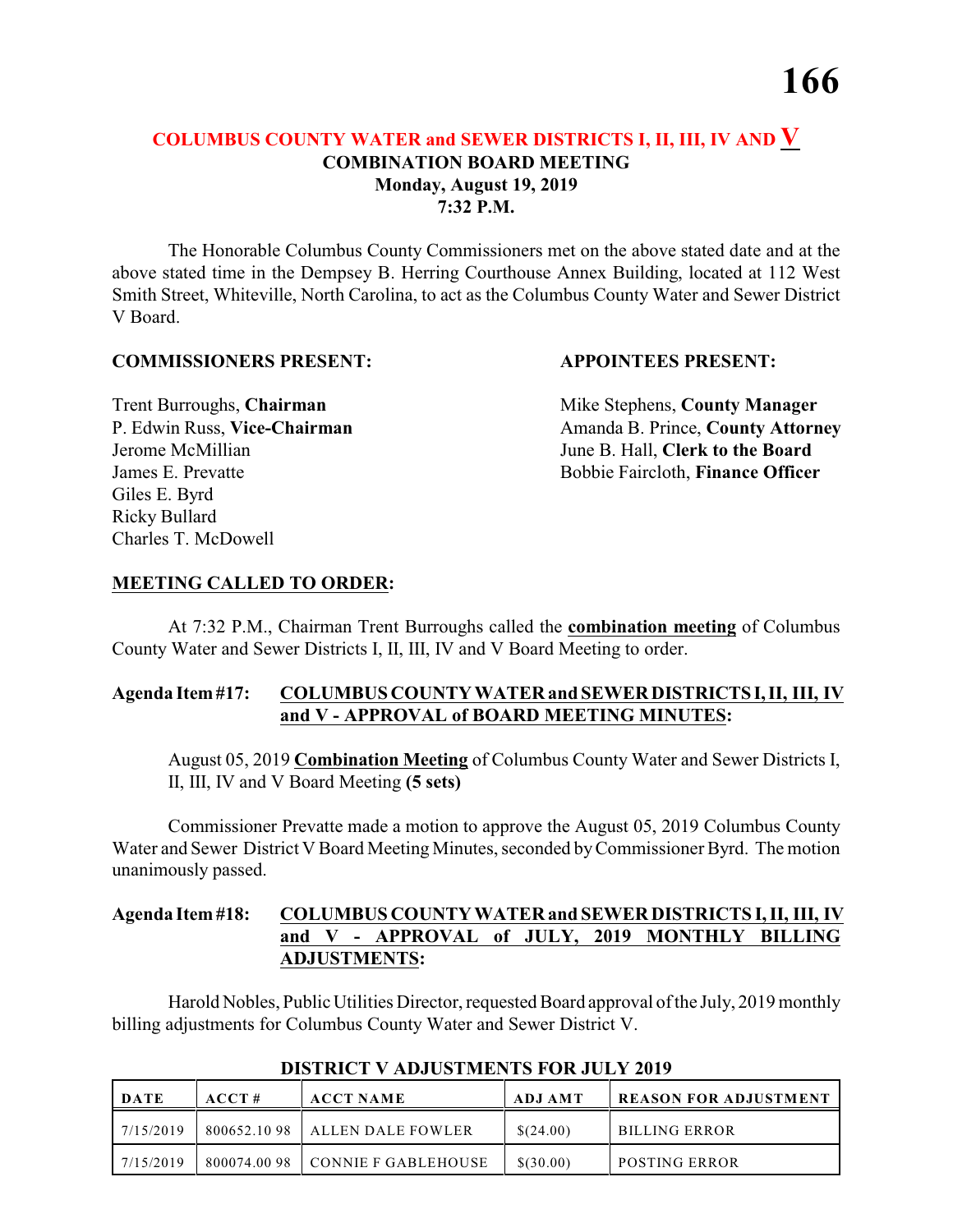## COLUMBUS COUNTY WATER and SEWER DISTRICTS I, II, III, IV AND V
### COMBINATION BOARD MEETING
### Monday, August 19, 2019
### 7:32 P.M.

The Honorable Columbus County Commissioners met on the above stated date and at the above stated time in the Dempsey B. Herring Courthouse Annex Building, located at 112 West Smith Street, Whiteville, North Carolina, to act as the Columbus County Water and Sewer District V Board.

**COMMISSIONERS PRESENT:**

Trent Burroughs, **Chairman**
P. Edwin Russ, **Vice-Chairman**
Jerome McMillian
James E. Prevatte
Giles E. Byrd
Ricky Bullard
Charles T. McDowell

**APPOINTEES PRESENT:**

Mike Stephens, **County Manager**
Amanda B. Prince, **County Attorney**
June B. Hall, **Clerk to the Board**
Bobbie Faircloth, **Finance Officer**

**MEETING CALLED TO ORDER:**

At 7:32 P.M., Chairman Trent Burroughs called the **combination meeting** of Columbus County Water and Sewer Districts I, II, III, IV and V Board Meeting to order.

**Agenda Item #17: COLUMBUS COUNTY WATER and SEWER DISTRICTS I, II, III, IV and V - APPROVAL of BOARD MEETING MINUTES:**

August 05, 2019 **Combination Meeting** of Columbus County Water and Sewer Districts I, II, III, IV and V Board Meeting **(5 sets)**

Commissioner Prevatte made a motion to approve the August 05, 2019 Columbus County Water and Sewer District V Board Meeting Minutes, seconded by Commissioner Byrd. The motion unanimously passed.

**Agenda Item #18: COLUMBUS COUNTY WATER and SEWER DISTRICTS I, II, III, IV and V - APPROVAL of JULY, 2019 MONTHLY BILLING ADJUSTMENTS:**

Harold Nobles, Public Utilities Director, requested Board approval of the July, 2019 monthly billing adjustments for Columbus County Water and Sewer District V.

**DISTRICT V ADJUSTMENTS FOR JULY 2019**

| DATE | ACCT # | ACCT NAME | ADJ AMT | REASON FOR ADJUSTMENT |
|---|---|---|---|---|
| 7/15/2019 | 800652.10 98 | ALLEN DALE FOWLER | $(24.00) | BILLING ERROR |
| 7/15/2019 | 800074.00 98 | CONNIE F GABLEHOUSE | $(30.00) | POSTING ERROR |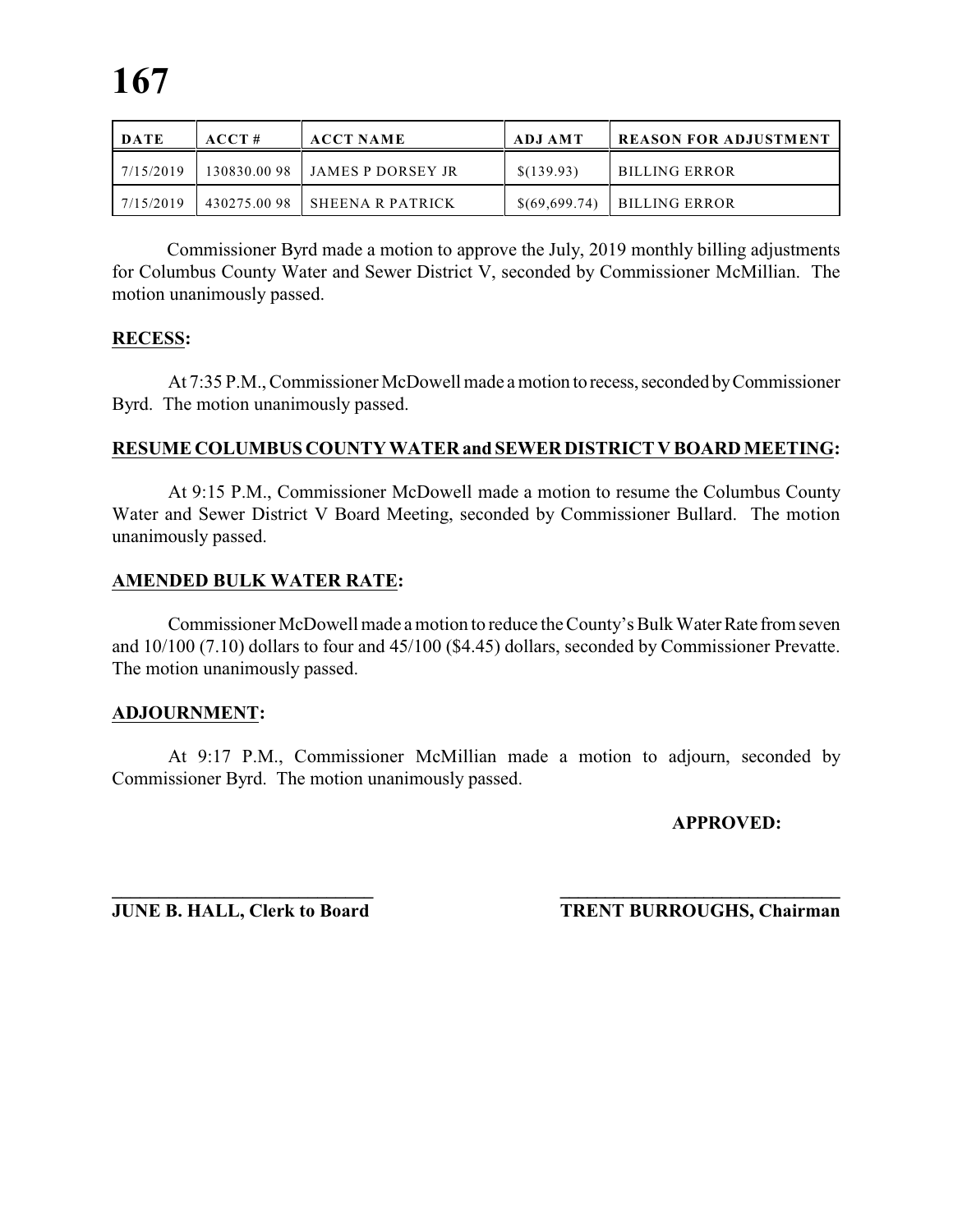| DATE | ACCT # | ACCT NAME | ADJ AMT | REASON FOR ADJUSTMENT |
|---|---|---|---|---|
| 7/15/2019 | 130830.00 98 | JAMES P DORSEY JR | $(139.93) | BILLING ERROR |
| 7/15/2019 | 430275.00 98 | SHEENA R PATRICK | $(69,699.74) | BILLING ERROR |

Commissioner Byrd made a motion to approve the July, 2019 monthly billing adjustments for Columbus County Water and Sewer District V, seconded by Commissioner McMillian. The motion unanimously passed.

**RECESS:**

At 7:35 P.M., Commissioner McDowell made a motion to recess, seconded by Commissioner Byrd. The motion unanimously passed.

**RESUME COLUMBUS COUNTY WATER and SEWER DISTRICT V BOARD MEETING:**

At 9:15 P.M., Commissioner McDowell made a motion to resume the Columbus County Water and Sewer District V Board Meeting, seconded by Commissioner Bullard. The motion unanimously passed.

**AMENDED BULK WATER RATE:**

Commissioner McDowell made a motion to reduce the County's Bulk Water Rate from seven and 10/100 (7.10) dollars to four and 45/100 ($4.45) dollars, seconded by Commissioner Prevatte. The motion unanimously passed.

**ADJOURNMENT:**

At 9:17 P.M., Commissioner McMillian made a motion to adjourn, seconded by Commissioner Byrd. The motion unanimously passed.

**APPROVED:**

\_\_\_\_\_\_\_\_\_\_\_\_\_\_\_\_\_\_\_\_\_\_\_\_\_\_\_\_\_\_ \_\_\_\_\_\_\_\_\_\_\_\_\_\_\_\_\_\_\_\_\_\_\_\_\_\_\_\_\_\_

**JUNE B. HALL, Clerk to Board** **TRENT BURROUGHS, Chairman**